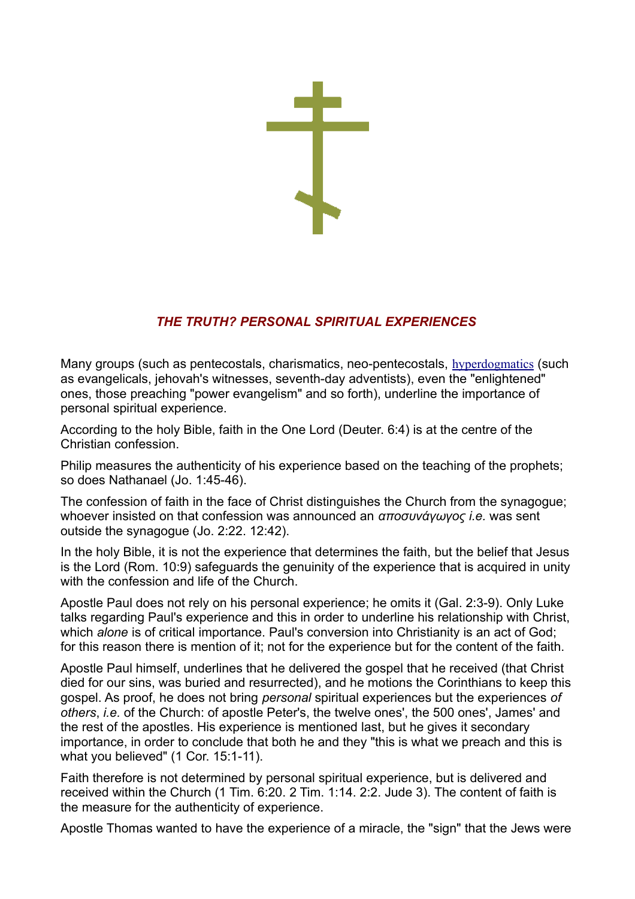### *THE TRUTH? PERSONAL SPIRITUAL EXPERIENCES*

Many groups (such as pentecostals, charismatics, neo-pentecostals, hyperdogmatics (such as evangelicals, jehovah's witnesses, seventh-day adventists), even the "enlightened" ones, those preaching "power evangelism" and so forth), underline the importance of personal spiritual experience.

According to the holy Bible, faith in the One Lord (Deuter. 6:4) is at the centre of the Christian confession.

Philip measures the authenticity of his experience based on the teaching of the prophets; so does Nathanael (Jo. 1:45-46).

The confession of faith in the face of Christ distinguishes the Church from the synagogue; whoever insisted on that confession was announced an *αποσυνάγωγος i.e.* was sent outside the synagogue (Jo. 2:22. 12:42).

In the holy Bible, it is not the experience that determines the faith, but the belief that Jesus is the Lord (Rom. 10:9) safeguards the genuinity of the experience that is acquired in unity with the confession and life of the Church.

Apostle Paul does not rely on his personal experience; he omits it (Gal. 2:3-9). Only Luke talks regarding Paul's experience and this in order to underline his relationship with Christ, which *alone* is of critical importance. Paul's conversion into Christianity is an act of God; for this reason there is mention of it; not for the experience but for the content of the faith.

Apostle Paul himself, underlines that he delivered the gospel that he received (that Christ died for our sins, was buried and resurrected), and he motions the Corinthians to keep this gospel. As proof, he does not bring *personal* spiritual experiences but the experiences *of others*, *i.e.* of the Church: of apostle Peter's, the twelve ones', the 500 ones', James' and the rest of the apostles. His experience is mentioned last, but he gives it secondary importance, in order to conclude that both he and they "this is what we preach and this is what you believed" (1 Cor. 15:1-11).

Faith therefore is not determined by personal spiritual experience, but is delivered and received within the Church (1 Tim. 6:20. 2 Tim. 1:14. 2:2. Jude 3). The content of faith is the measure for the authenticity of experience.

Apostle Thomas wanted to have the experience of a miracle, the "sign" that the Jews were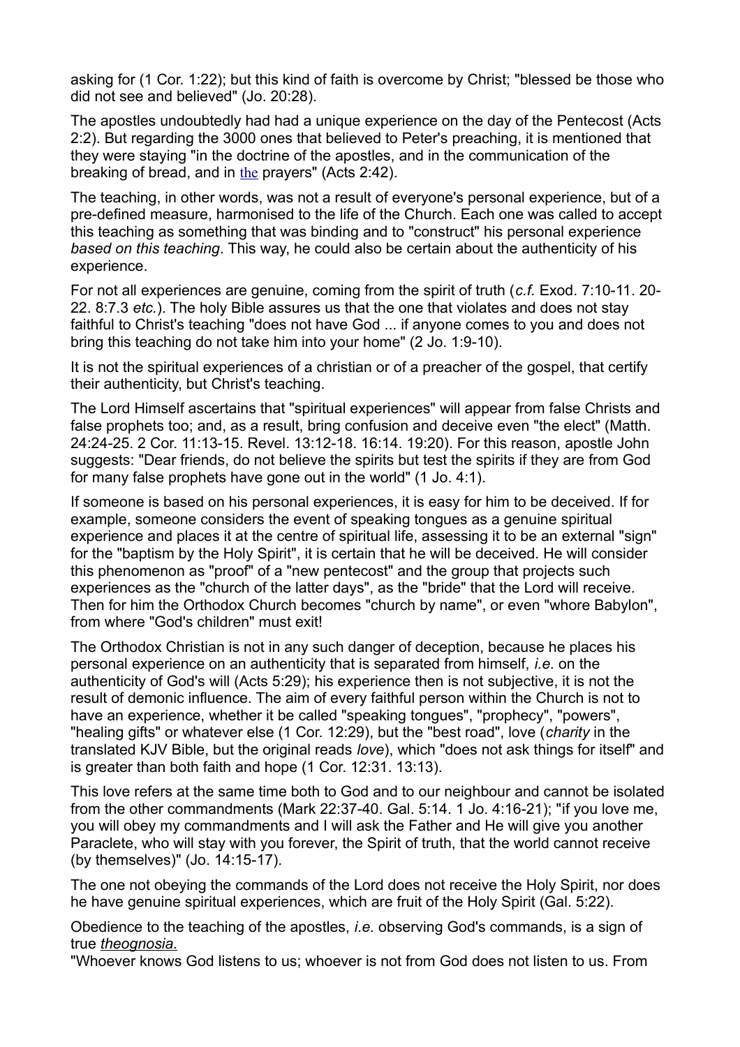asking for (1 Cor. 1:22); but this kind of faith is overcome by Christ; "blessed be those who did not see and believed" (Jo. 20:28).

The apostles undoubtedly had had a unique experience on the day of the Pentecost (Acts 2:2). But regarding the 3000 ones that believed to Peter's preaching, it is mentioned that they were staying "in the doctrine of the apostles, and in the communication of the breaking of bread, and in the prayers" (Acts 2:42).

The teaching, in other words, was not a result of everyone's personal experience, but of a pre-defined measure, harmonised to the life of the Church. Each one was called to accept this teaching as something that was binding and to "construct" his personal experience *based on this teaching*. This way, he could also be certain about the authenticity of his experience.

For not all experiences are genuine, coming from the spirit of truth (*c.f.* Exod. 7:10-11. 20-22. 8:7.3 *etc.*). The holy Bible assures us that the one that violates and does not stay faithful to Christ's teaching "does not have God ... if anyone comes to you and does not bring this teaching do not take him into your home" (2 Jo. 1:9-10).

It is not the spiritual experiences of a christian or of a preacher of the gospel, that certify their authenticity, but Christ's teaching.

The Lord Himself ascertains that "spiritual experiences" will appear from false Christs and false prophets too; and, as a result, bring confusion and deceive even "the elect" (Matth. 24:24-25. 2 Cor. 11:13-15. Revel. 13:12-18. 16:14. 19:20). For this reason, apostle John suggests: "Dear friends, do not believe the spirits but test the spirits if they are from God for many false prophets have gone out in the world" (1 Jo. 4:1).

If someone is based on his personal experiences, it is easy for him to be deceived. If for example, someone considers the event of speaking tongues as a genuine spiritual experience and places it at the centre of spiritual life, assessing it to be an external "sign" for the "baptism by the Holy Spirit", it is certain that he will be deceived. He will consider this phenomenon as "proof" of a "new pentecost" and the group that projects such experiences as the "church of the latter days", as the "bride" that the Lord will receive. Then for him the Orthodox Church becomes "church by name", or even "whore Babylon", from where "God's children" must exit!

The Orthodox Christian is not in any such danger of deception, because he places his personal experience on an authenticity that is separated from himself, *i.e.* on the authenticity of God's will (Acts 5:29); his experience then is not subjective, it is not the result of demonic influence. The aim of every faithful person within the Church is not to have an experience, whether it be called "speaking tongues", "prophecy", "powers", "healing gifts" or whatever else (1 Cor. 12:29), but the "best road", love (*charity* in the translated KJV Bible, but the original reads *love*), which "does not ask things for itself" and is greater than both faith and hope (1 Cor. 12:31. 13:13).

This love refers at the same time both to God and to our neighbour and cannot be isolated from the other commandments (Mark 22:37-40. Gal. 5:14. 1 Jo. 4:16-21); "if you love me, you will obey my commandments and I will ask the Father and He will give you another Paraclete, who will stay with you forever, the Spirit of truth, that the world cannot receive (by themselves)" (Jo. 14:15-17).

The one not obeying the commands of the Lord does not receive the Holy Spirit, nor does he have genuine spiritual experiences, which are fruit of the Holy Spirit (Gal. 5:22).

Obedience to the teaching of the apostles, *i.e.* observing God's commands, is a sign of true *theognosia.*

"Whoever knows God listens to us; whoever is not from God does not listen to us. From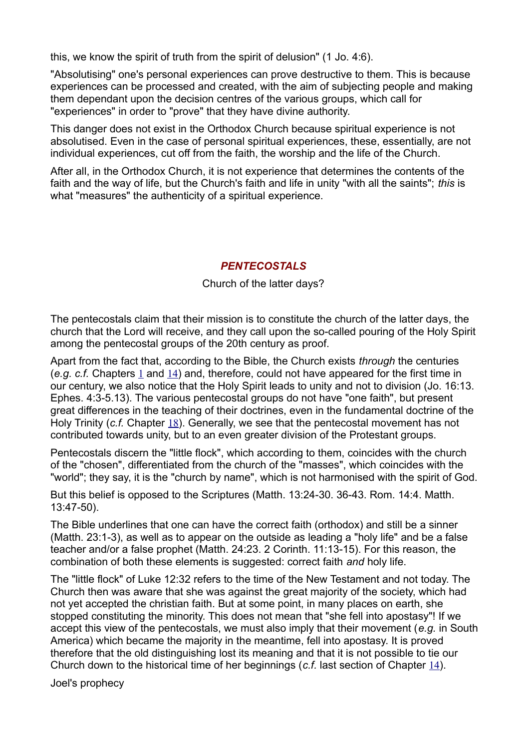this, we know the spirit of truth from the spirit of delusion" (1 Jo. 4:6).

"Absolutising" one's personal experiences can prove destructive to them. This is because experiences can be processed and created, with the aim of subjecting people and making them dependant upon the decision centres of the various groups, which call for "experiences" in order to "prove" that they have divine authority.

This danger does not exist in the Orthodox Church because spiritual experience is not absolutised. Even in the case of personal spiritual experiences, these, essentially, are not individual experiences, cut off from the faith, the worship and the life of the Church.

After all, in the Orthodox Church, it is not experience that determines the contents of the faith and the way of life, but the Church's faith and life in unity "with all the saints"; *this* is what "measures" the authenticity of a spiritual experience.

## *PENTECOSTALS*

Church of the latter days?

The pentecostals claim that their mission is to constitute the church of the latter days, the church that the Lord will receive, and they call upon the so-called pouring of the Holy Spirit among the pentecostal groups of the 20th century as proof.

Apart from the fact that, according to the Bible, the Church exists *through* the centuries (*e.g. c.f.* Chapters 1 and 14) and, therefore, could not have appeared for the first time in our century, we also notice that the Holy Spirit leads to unity and not to division (Jo. 16:13. Ephes. 4:3-5.13). The various pentecostal groups do not have "one faith", but present great differences in the teaching of their doctrines, even in the fundamental doctrine of the Holy Trinity (*c.f.* Chapter 18). Generally, we see that the pentecostal movement has not contributed towards unity, but to an even greater division of the Protestant groups.

Pentecostals discern the "little flock", which according to them, coincides with the church of the "chosen", differentiated from the church of the "masses", which coincides with the "world"; they say, it is the "church by name", which is not harmonised with the spirit of God.

But this belief is opposed to the Scriptures (Matth. 13:24-30. 36-43. Rom. 14:4. Matth. 13:47-50).

The Bible underlines that one can have the correct faith (orthodox) and still be a sinner (Matth. 23:1-3), as well as to appear on the outside as leading a "holy life" and be a false teacher and/or a false prophet (Matth. 24:23. 2 Corinth. 11:13-15). For this reason, the combination of both these elements is suggested: correct faith *and* holy life.

The "little flock" of Luke 12:32 refers to the time of the New Testament and not today. The Church then was aware that she was against the great majority of the society, which had not yet accepted the christian faith. But at some point, in many places on earth, she stopped constituting the minority. This does not mean that "she fell into apostasy"! If we accept this view of the pentecostals, we must also imply that their movement (*e.g.* in South America) which became the majority in the meantime, fell into apostasy. It is proved therefore that the old distinguishing lost its meaning and that it is not possible to tie our Church down to the historical time of her beginnings (*c.f.* last section of Chapter 14).

Joel's prophecy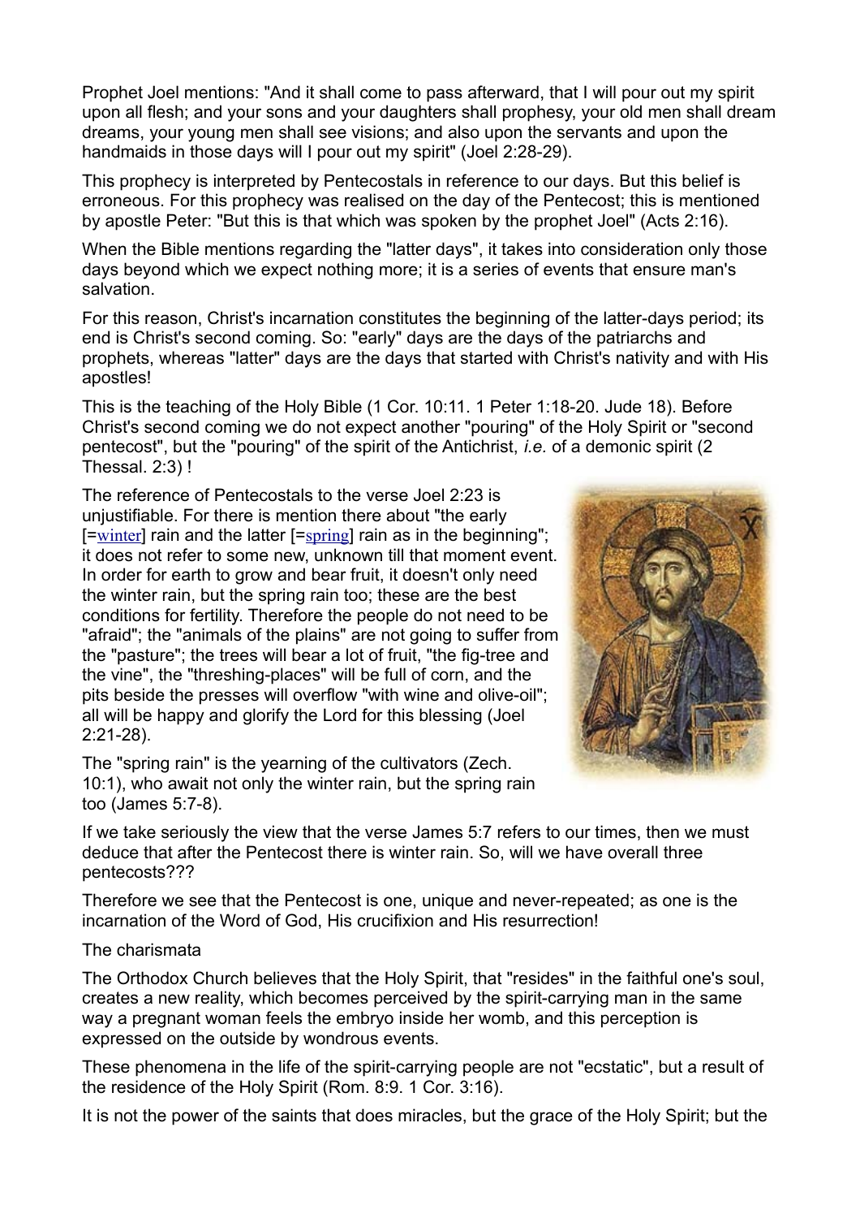Prophet Joel mentions: "And it shall come to pass afterward, that I will pour out my spirit upon all flesh; and your sons and your daughters shall prophesy, your old men shall dream dreams, your young men shall see visions; and also upon the servants and upon the handmaids in those days will I pour out my spirit" (Joel 2:28-29).

This prophecy is interpreted by Pentecostals in reference to our days. But this belief is erroneous. For this prophecy was realised on the day of the Pentecost; this is mentioned by apostle Peter: "But this is that which was spoken by the prophet Joel" (Acts 2:16).

When the Bible mentions regarding the "latter days", it takes into consideration only those days beyond which we expect nothing more; it is a series of events that ensure man's salvation.

For this reason, Christ's incarnation constitutes the beginning of the latter-days period; its end is Christ's second coming. So: "early" days are the days of the patriarchs and prophets, whereas "latter" days are the days that started with Christ's nativity and with His apostles!

This is the teaching of the Holy Bible (1 Cor. 10:11. 1 Peter 1:18-20. Jude 18). Before Christ's second coming we do not expect another "pouring" of the Holy Spirit or "second pentecost", but the "pouring" of the spirit of the Antichrist, *i.e.* of a demonic spirit (2 Thessal. 2:3) !

The reference of Pentecostals to the verse Joel 2:23 is unjustifiable. For there is mention there about "the early [=winter] rain and the latter [=spring] rain as in the beginning"; it does not refer to some new, unknown till that moment event. In order for earth to grow and bear fruit, it doesn't only need the winter rain, but the spring rain too; these are the best conditions for fertility. Therefore the people do not need to be "afraid"; the "animals of the plains" are not going to suffer from the "pasture"; the trees will bear a lot of fruit, "the fig-tree and the vine", the "threshing-places" will be full of corn, and the pits beside the presses will overflow "with wine and olive-oil"; all will be happy and glorify the Lord for this blessing (Joel 2:21-28).

The "spring rain" is the yearning of the cultivators (Zech. 10:1), who await not only the winter rain, but the spring rain too (James 5:7-8).

If we take seriously the view that the verse James 5:7 refers to our times, then we must deduce that after the Pentecost there is winter rain. So, will we have overall three pentecosts???

Therefore we see that the Pentecost is one, unique and never-repeated; as one is the incarnation of the Word of God, His crucifixion and His resurrection!

## The charismata

The Orthodox Church believes that the Holy Spirit, that "resides" in the faithful one's soul, creates a new reality, which becomes perceived by the spirit-carrying man in the same way a pregnant woman feels the embryo inside her womb, and this perception is expressed on the outside by wondrous events.

These phenomena in the life of the spirit-carrying people are not "ecstatic", but a result of the residence of the Holy Spirit (Rom. 8:9. 1 Cor. 3:16).

It is not the power of the saints that does miracles, but the grace of the Holy Spirit; but the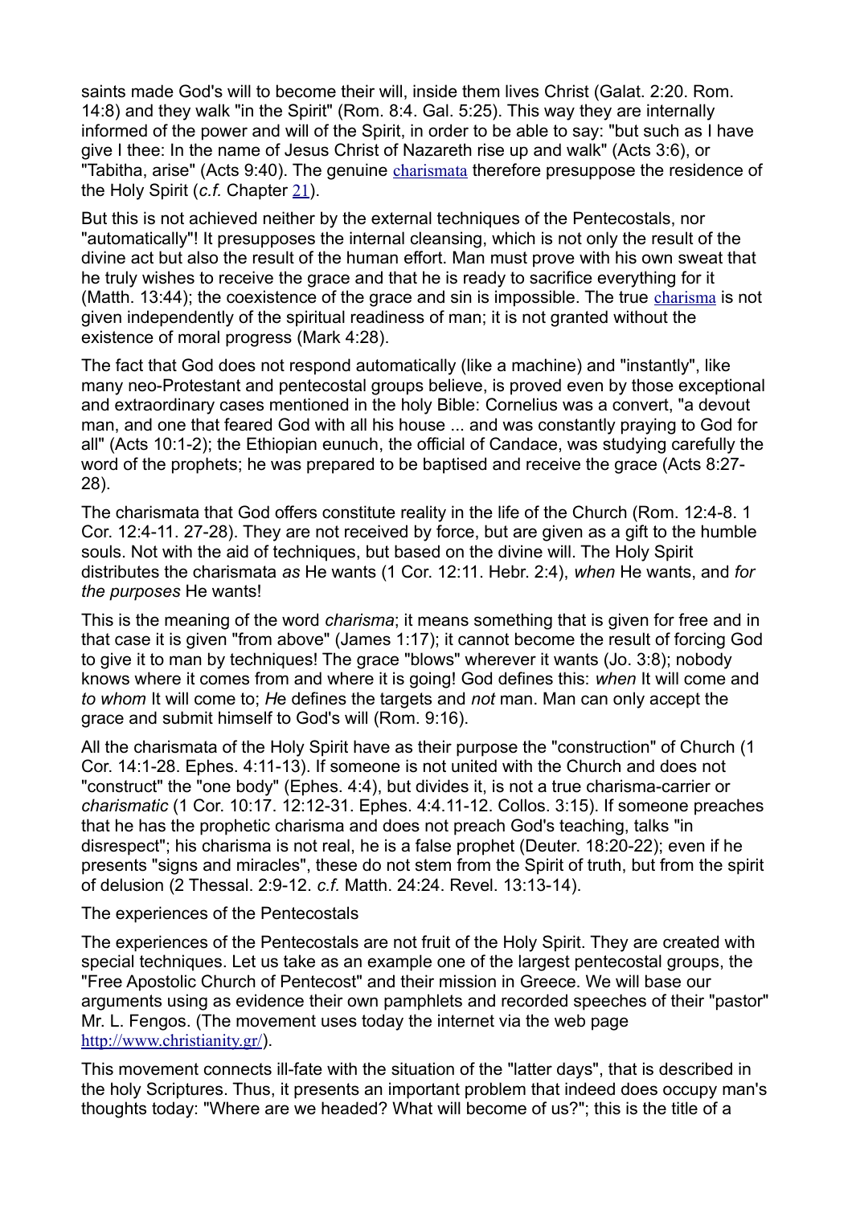saints made God's will to become their will, inside them lives Christ (Galat. 2:20. Rom. 14:8) and they walk "in the Spirit" (Rom. 8:4. Gal. 5:25). This way they are internally informed of the power and will of the Spirit, in order to be able to say: "but such as I have give I thee: In the name of Jesus Christ of Nazareth rise up and walk" (Acts 3:6), or "Tabitha, arise" (Acts 9:40). The genuine charismata therefore presuppose the residence of the Holy Spirit (*c.f.* Chapter 21).

But this is not achieved neither by the external techniques of the Pentecostals, nor "automatically"! It presupposes the internal cleansing, which is not only the result of the divine act but also the result of the human effort. Man must prove with his own sweat that he truly wishes to receive the grace and that he is ready to sacrifice everything for it (Matth. 13:44); the coexistence of the grace and sin is impossible. The true charisma is not given independently of the spiritual readiness of man; it is not granted without the existence of moral progress (Mark 4:28).

The fact that God does not respond automatically (like a machine) and "instantly", like many neo-Protestant and pentecostal groups believe, is proved even by those exceptional and extraordinary cases mentioned in the holy Bible: Cornelius was a convert, "a devout man, and one that feared God with all his house ... and was constantly praying to God for all" (Acts 10:1-2); the Ethiopian eunuch, the official of Candace, was studying carefully the word of the prophets; he was prepared to be baptised and receive the grace (Acts 8:27-28).

The charismata that God offers constitute reality in the life of the Church (Rom. 12:4-8. 1 Cor. 12:4-11. 27-28). They are not received by force, but are given as a gift to the humble souls. Not with the aid of techniques, but based on the divine will. The Holy Spirit distributes the charismata *as* He wants (1 Cor. 12:11. Hebr. 2:4), *when* He wants, and *for the purposes* He wants!

This is the meaning of the word *charisma*; it means something that is given for free and in that case it is given "from above" (James 1:17); it cannot become the result of forcing God to give it to man by techniques! The grace "blows" wherever it wants (Jo. 3:8); nobody knows where it comes from and where it is going! God defines this: *when* It will come and *to whom* It will come to; *H*e defines the targets and *not* man. Man can only accept the grace and submit himself to God's will (Rom. 9:16).

All the charismata of the Holy Spirit have as their purpose the "construction" of Church (1 Cor. 14:1-28. Ephes. 4:11-13). If someone is not united with the Church and does not "construct" the "one body" (Ephes. 4:4), but divides it, is not a true charisma-carrier or *charismatic* (1 Cor. 10:17. 12:12-31. Ephes. 4:4.11-12. Collos. 3:15). If someone preaches that he has the prophetic charisma and does not preach God's teaching, talks "in disrespect"; his charisma is not real, he is a false prophet (Deuter. 18:20-22); even if he presents "signs and miracles", these do not stem from the Spirit of truth, but from the spirit of delusion (2 Thessal. 2:9-12. *c.f.* Matth. 24:24. Revel. 13:13-14).

## The experiences of the Pentecostals

The experiences of the Pentecostals are not fruit of the Holy Spirit. They are created with special techniques. Let us take as an example one of the largest pentecostal groups, the "Free Apostolic Church of Pentecost" and their mission in Greece. We will base our arguments using as evidence their own pamphlets and recorded speeches of their "pastor" Mr. L. Fengos. (The movement uses today the internet via the web page http://www.christianity.gr/).

This movement connects ill-fate with the situation of the "latter days", that is described in the holy Scriptures. Thus, it presents an important problem that indeed does occupy man's thoughts today: "Where are we headed? What will become of us?"; this is the title of a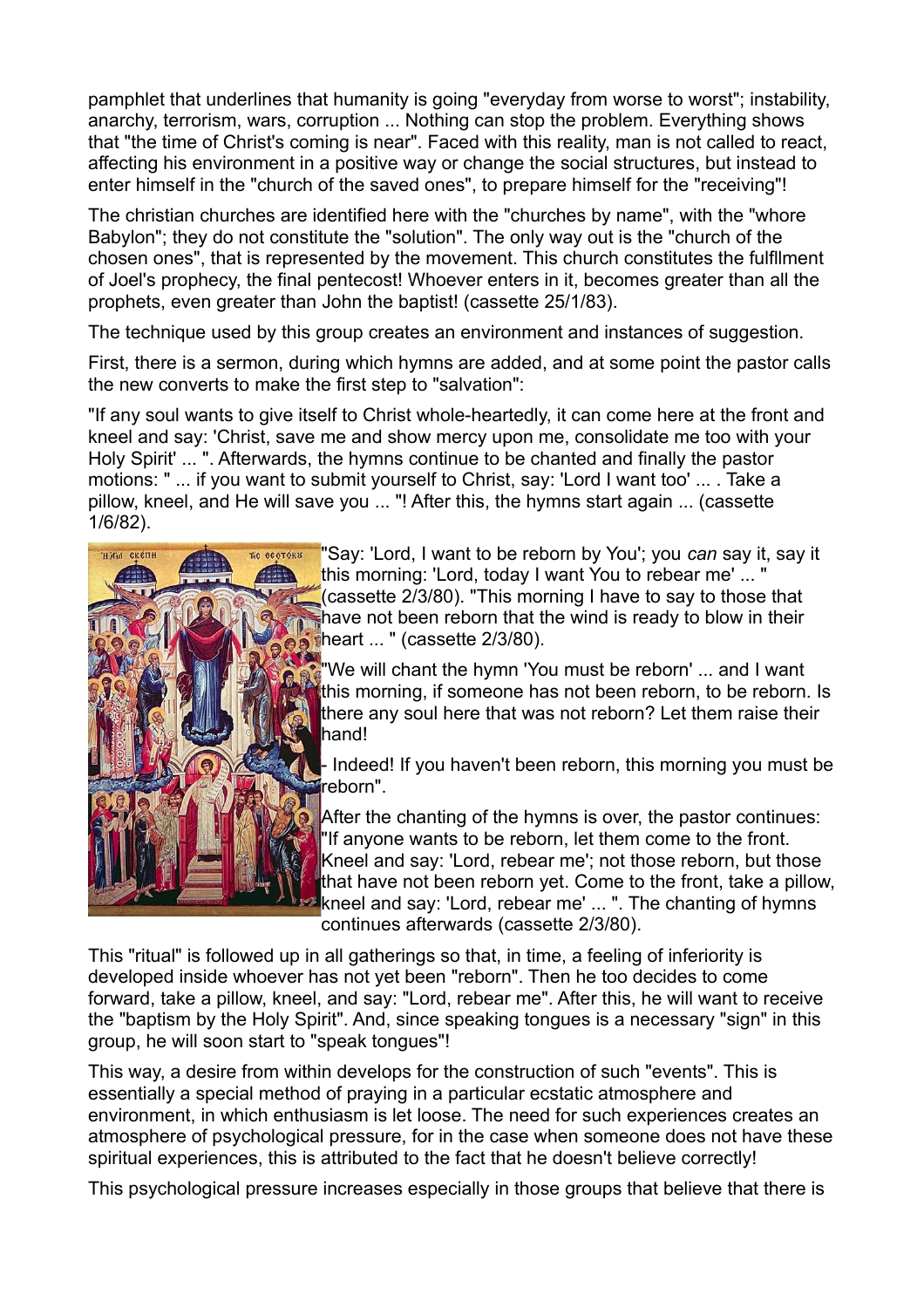pamphlet that underlines that humanity is going "everyday from worse to worst"; instability, anarchy, terrorism, wars, corruption ... Nothing can stop the problem. Everything shows that "the time of Christ's coming is near". Faced with this reality, man is not called to react, affecting his environment in a positive way or change the social structures, but instead to enter himself in the "church of the saved ones", to prepare himself for the "receiving"!

The christian churches are identified here with the "churches by name", with the "whore Babylon"; they do not constitute the "solution". The only way out is the "church of the chosen ones", that is represented by the movement. This church constitutes the fulfllment of Joel's prophecy, the final pentecost! Whoever enters in it, becomes greater than all the prophets, even greater than John the baptist! (cassette 25/1/83).

The technique used by this group creates an environment and instances of suggestion.

First, there is a sermon, during which hymns are added, and at some point the pastor calls the new converts to make the first step to "salvation":

"If any soul wants to give itself to Christ whole-heartedly, it can come here at the front and kneel and say: 'Christ, save me and show mercy upon me, consolidate me too with your Holy Spirit' ... ". Afterwards, the hymns continue to be chanted and finally the pastor motions: " ... if you want to submit yourself to Christ, say: 'Lord I want too' ... . Take a pillow, kneel, and He will save you ... "! After this, the hymns start again ... (cassette 1/6/82).

"Say: 'Lord, I want to be reborn by You'; you *can* say it, say it this morning: 'Lord, today I want You to rebear me' ... " (cassette 2/3/80). "This morning I have to say to those that have not been reborn that the wind is ready to blow in their heart ... " (cassette 2/3/80).

"We will chant the hymn 'You must be reborn' ... and I want this morning, if someone has not been reborn, to be reborn. Is there any soul here that was not reborn? Let them raise their hand!

- Indeed! If you haven't been reborn, this morning you must be reborn".

After the chanting of the hymns is over, the pastor continues: "If anyone wants to be reborn, let them come to the front. Kneel and say: 'Lord, rebear me'; not those reborn, but those that have not been reborn yet. Come to the front, take a pillow, kneel and say: 'Lord, rebear me' ... ". The chanting of hymns continues afterwards (cassette 2/3/80).

This "ritual" is followed up in all gatherings so that, in time, a feeling of inferiority is developed inside whoever has not yet been "reborn". Then he too decides to come forward, take a pillow, kneel, and say: "Lord, rebear me". After this, he will want to receive the "baptism by the Holy Spirit". And, since speaking tongues is a necessary "sign" in this group, he will soon start to "speak tongues"!

This way, a desire from within develops for the construction of such "events". This is essentially a special method of praying in a particular ecstatic atmosphere and environment, in which enthusiasm is let loose. The need for such experiences creates an atmosphere of psychological pressure, for in the case when someone does not have these spiritual experiences, this is attributed to the fact that he doesn't believe correctly!

This psychological pressure increases especially in those groups that believe that there is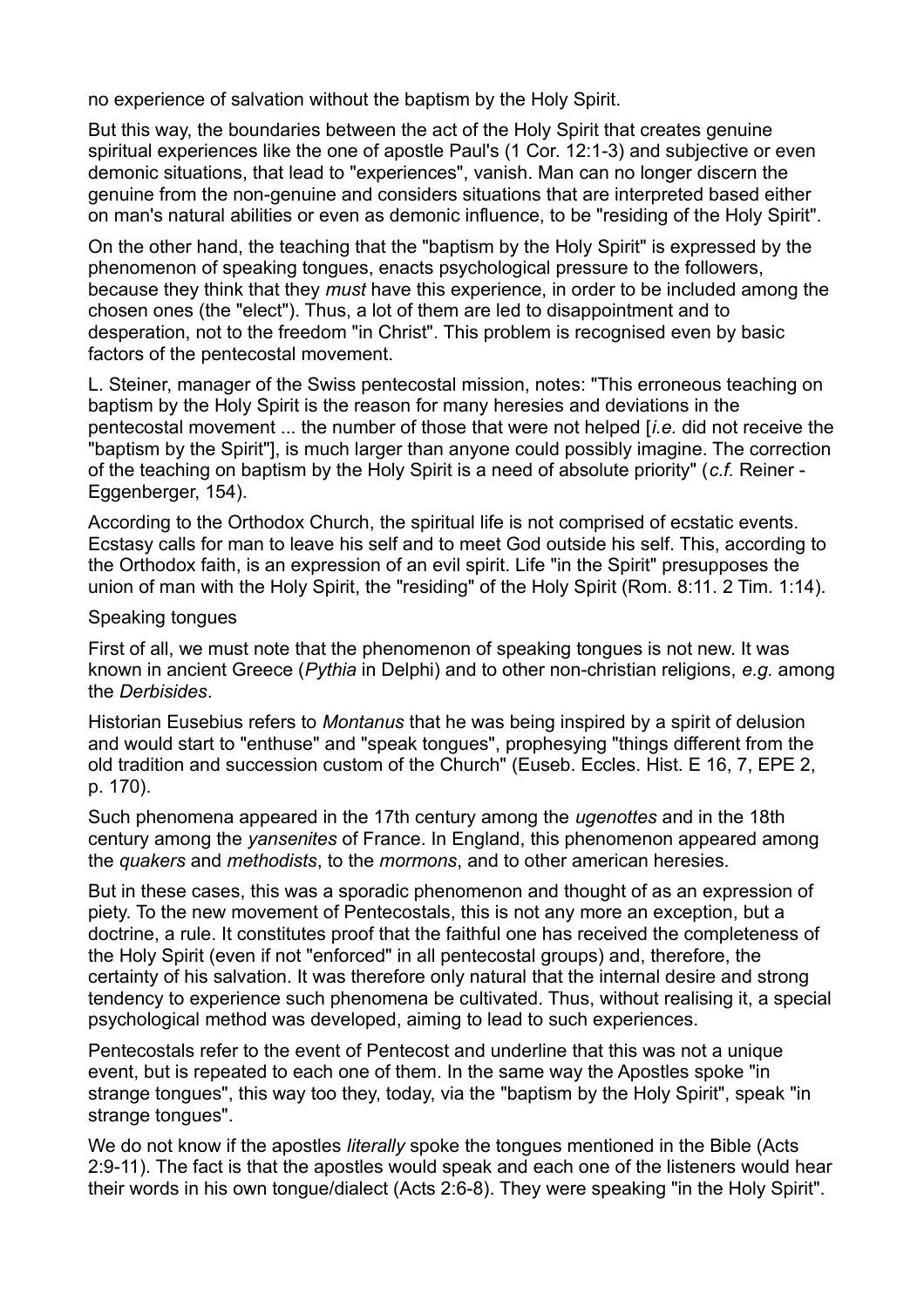no experience of salvation without the baptism by the Holy Spirit.

But this way, the boundaries between the act of the Holy Spirit that creates genuine spiritual experiences like the one of apostle Paul's (1 Cor. 12:1-3) and subjective or even demonic situations, that lead to "experiences", vanish. Man can no longer discern the genuine from the non-genuine and considers situations that are interpreted based either on man's natural abilities or even as demonic influence, to be "residing of the Holy Spirit".

On the other hand, the teaching that the "baptism by the Holy Spirit" is expressed by the phenomenon of speaking tongues, enacts psychological pressure to the followers, because they think that they *must* have this experience, in order to be included among the chosen ones (the "elect"). Thus, a lot of them are led to disappointment and to desperation, not to the freedom "in Christ". This problem is recognised even by basic factors of the pentecostal movement.

L. Steiner, manager of the Swiss pentecostal mission, notes: "This erroneous teaching on baptism by the Holy Spirit is the reason for many heresies and deviations in the pentecostal movement ... the number of those that were not helped [*i.e.* did not receive the "baptism by the Spirit"], is much larger than anyone could possibly imagine. The correction of the teaching on baptism by the Holy Spirit is a need of absolute priority" (*c.f.* Reiner - Eggenberger, 154).

According to the Orthodox Church, the spiritual life is not comprised of ecstatic events. Ecstasy calls for man to leave his self and to meet God outside his self. This, according to the Orthodox faith, is an expression of an evil spirit. Life "in the Spirit" presupposes the union of man with the Holy Spirit, the "residing" of the Holy Spirit (Rom. 8:11. 2 Tim. 1:14).

Speaking tongues

First of all, we must note that the phenomenon of speaking tongues is not new. It was known in ancient Greece (*Pythia* in Delphi) and to other non-christian religions, *e.g.* among the *Derbisides*.

Historian Eusebius refers to *Montanus* that he was being inspired by a spirit of delusion and would start to "enthuse" and "speak tongues", prophesying "things different from the old tradition and succession custom of the Church" (Euseb. Eccles. Hist. E 16, 7, EPE 2, p. 170).

Such phenomena appeared in the 17th century among the *ugenottes* and in the 18th century among the *yansenites* of France. In England, this phenomenon appeared among the *quakers* and *methodists*, to the *mormons*, and to other american heresies.

But in these cases, this was a sporadic phenomenon and thought of as an expression of piety. To the new movement of Pentecostals, this is not any more an exception, but a doctrine, a rule. It constitutes proof that the faithful one has received the completeness of the Holy Spirit (even if not "enforced" in all pentecostal groups) and, therefore, the certainty of his salvation. It was therefore only natural that the internal desire and strong tendency to experience such phenomena be cultivated. Thus, without realising it, a special psychological method was developed, aiming to lead to such experiences.

Pentecostals refer to the event of Pentecost and underline that this was not a unique event, but is repeated to each one of them. In the same way the Apostles spoke "in strange tongues", this way too they, today, via the "baptism by the Holy Spirit", speak "in strange tongues".

We do not know if the apostles *literally* spoke the tongues mentioned in the Bible (Acts 2:9-11). The fact is that the apostles would speak and each one of the listeners would hear their words in his own tongue/dialect (Acts 2:6-8). They were speaking "in the Holy Spirit".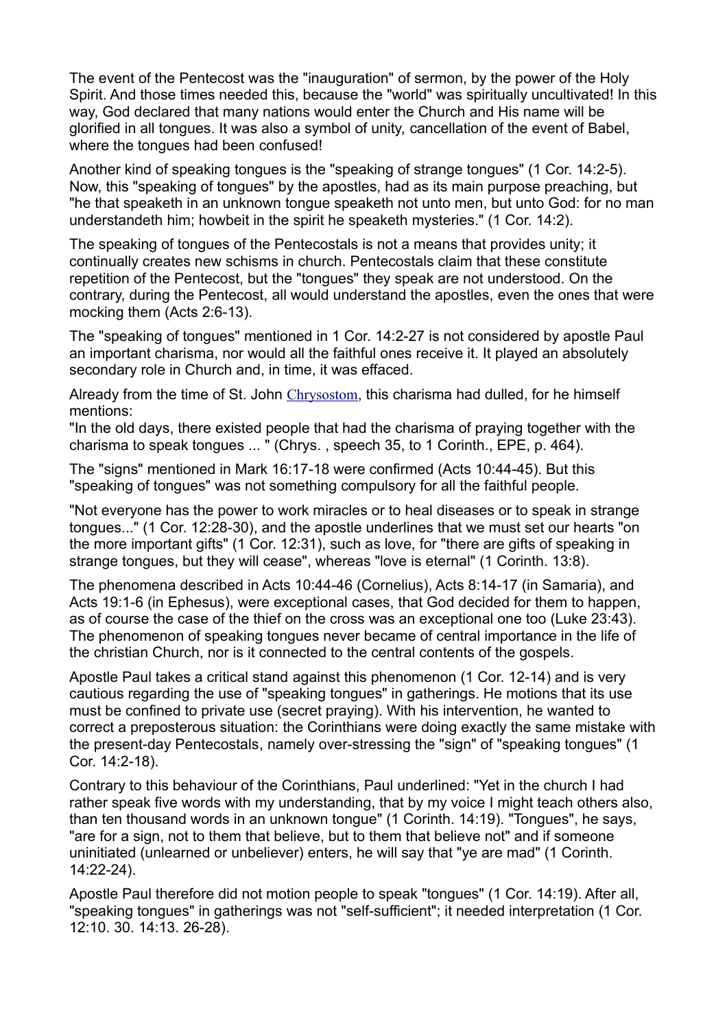The event of the Pentecost was the "inauguration" of sermon, by the power of the Holy Spirit. And those times needed this, because the "world" was spiritually uncultivated! In this way, God declared that many nations would enter the Church and His name will be glorified in all tongues. It was also a symbol of unity, cancellation of the event of Babel, where the tongues had been confused!

Another kind of speaking tongues is the "speaking of strange tongues" (1 Cor. 14:2-5). Now, this "speaking of tongues" by the apostles, had as its main purpose preaching, but "he that speaketh in an unknown tongue speaketh not unto men, but unto God: for no man understandeth him; howbeit in the spirit he speaketh mysteries." (1 Cor. 14:2).

The speaking of tongues of the Pentecostals is not a means that provides unity; it continually creates new schisms in church. Pentecostals claim that these constitute repetition of the Pentecost, but the "tongues" they speak are not understood. On the contrary, during the Pentecost, all would understand the apostles, even the ones that were mocking them (Acts 2:6-13).

The "speaking of tongues" mentioned in 1 Cor. 14:2-27 is not considered by apostle Paul an important charisma, nor would all the faithful ones receive it. It played an absolutely secondary role in Church and, in time, it was effaced.

Already from the time of St. John Chrysostom, this charisma had dulled, for he himself mentions:
"In the old days, there existed people that had the charisma of praying together with the charisma to speak tongues ... " (Chrys. , speech 35, to 1 Corinth., EPE, p. 464).

The "signs" mentioned in Mark 16:17-18 were confirmed (Acts 10:44-45). But this "speaking of tongues" was not something compulsory for all the faithful people.

"Not everyone has the power to work miracles or to heal diseases or to speak in strange tongues..." (1 Cor. 12:28-30), and the apostle underlines that we must set our hearts "on the more important gifts" (1 Cor. 12:31), such as love, for "there are gifts of speaking in strange tongues, but they will cease", whereas "love is eternal" (1 Corinth. 13:8).

The phenomena described in Acts 10:44-46 (Cornelius), Acts 8:14-17 (in Samaria), and Acts 19:1-6 (in Ephesus), were exceptional cases, that God decided for them to happen, as of course the case of the thief on the cross was an exceptional one too (Luke 23:43). The phenomenon of speaking tongues never became of central importance in the life of the christian Church, nor is it connected to the central contents of the gospels.

Apostle Paul takes a critical stand against this phenomenon (1 Cor. 12-14) and is very cautious regarding the use of "speaking tongues" in gatherings. He motions that its use must be confined to private use (secret praying). With his intervention, he wanted to correct a preposterous situation: the Corinthians were doing exactly the same mistake with the present-day Pentecostals, namely over-stressing the "sign" of "speaking tongues" (1 Cor. 14:2-18).

Contrary to this behaviour of the Corinthians, Paul underlined: "Yet in the church I had rather speak five words with my understanding, that by my voice I might teach others also, than ten thousand words in an unknown tongue" (1 Corinth. 14:19). "Tongues", he says, "are for a sign, not to them that believe, but to them that believe not" and if someone uninitiated (unlearned or unbeliever) enters, he will say that "ye are mad" (1 Corinth. 14:22-24).

Apostle Paul therefore did not motion people to speak "tongues" (1 Cor. 14:19). After all, "speaking tongues" in gatherings was not "self-sufficient"; it needed interpretation (1 Cor. 12:10. 30. 14:13. 26-28).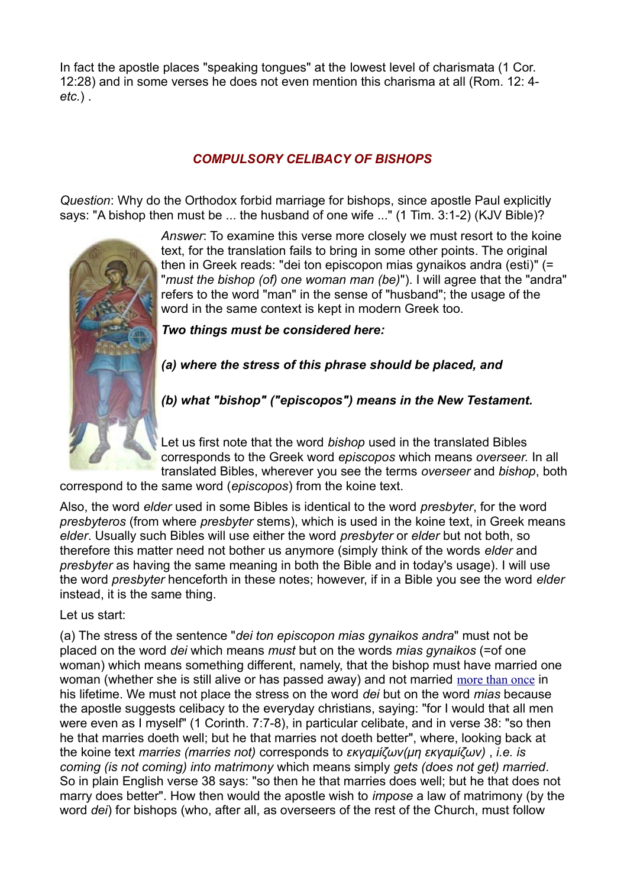In fact the apostle places "speaking tongues" at the lowest level of charismata (1 Cor. 12:28) and in some verses he does not even mention this charisma at all (Rom. 12: 4-*etc.*) .

## *COMPULSORY CELIBACY OF BISHOPS*

*Question*: Why do the Orthodox forbid marriage for bishops, since apostle Paul explicitly says: "A bishop then must be ... the husband of one wife ..." (1 Tim. 3:1-2) (KJV Bible)?

*Answer*: To examine this verse more closely we must resort to the koine text, for the translation fails to bring in some other points. The original then in Greek reads: "dei ton episcopon mias gynaikos andra (esti)" (= "*must the bishop (of) one woman man (be)*"). I will agree that the "andra" refers to the word "man" in the sense of "husband"; the usage of the word in the same context is kept in modern Greek too.

***Two things must be considered here:***

***(a) where the stress of this phrase should be placed, and***

***(b) what "bishop" ("episcopos") means in the New Testament.***

Let us first note that the word *bishop* used in the translated Bibles corresponds to the Greek word *episcopos* which means *overseer.* In all translated Bibles, wherever you see the terms *overseer* and *bishop*, both correspond to the same word (*episcopos*) from the koine text.

Also, the word *elder* used in some Bibles is identical to the word *presbyter*, for the word *presbyteros* (from where *presbyter* stems), which is used in the koine text, in Greek means *elder*. Usually such Bibles will use either the word *presbyter* or *elder* but not both, so therefore this matter need not bother us anymore (simply think of the words *elder* and *presbyter* as having the same meaning in both the Bible and in today's usage). I will use the word *presbyter* henceforth in these notes; however, if in a Bible you see the word *elder* instead, it is the same thing.

Let us start:

(a) The stress of the sentence "*dei ton episcopon mias gynaikos andra*" must not be placed on the word *dei* which means *must* but on the words *mias gynaikos* (=of one woman) which means something different, namely, that the bishop must have married one woman (whether she is still alive or has passed away) and not married more than once in his lifetime. We must not place the stress on the word *dei* but on the word *mias* because the apostle suggests celibacy to the everyday christians, saying: "for I would that all men were even as I myself" (1 Corinth. 7:7-8), in particular celibate, and in verse 38: "so then he that marries doeth well; but he that marries not doeth better", where, looking back at the koine text *marries (marries not)* corresponds to *εκγαμίζων(μη εκγαμίζων)* , *i.e. is coming (is not coming) into matrimony* which means simply *gets (does not get) married*. So in plain English verse 38 says: "so then he that marries does well; but he that does not marry does better". How then would the apostle wish to *impose* a law of matrimony (by the word *dei*) for bishops (who, after all, as overseers of the rest of the Church, must follow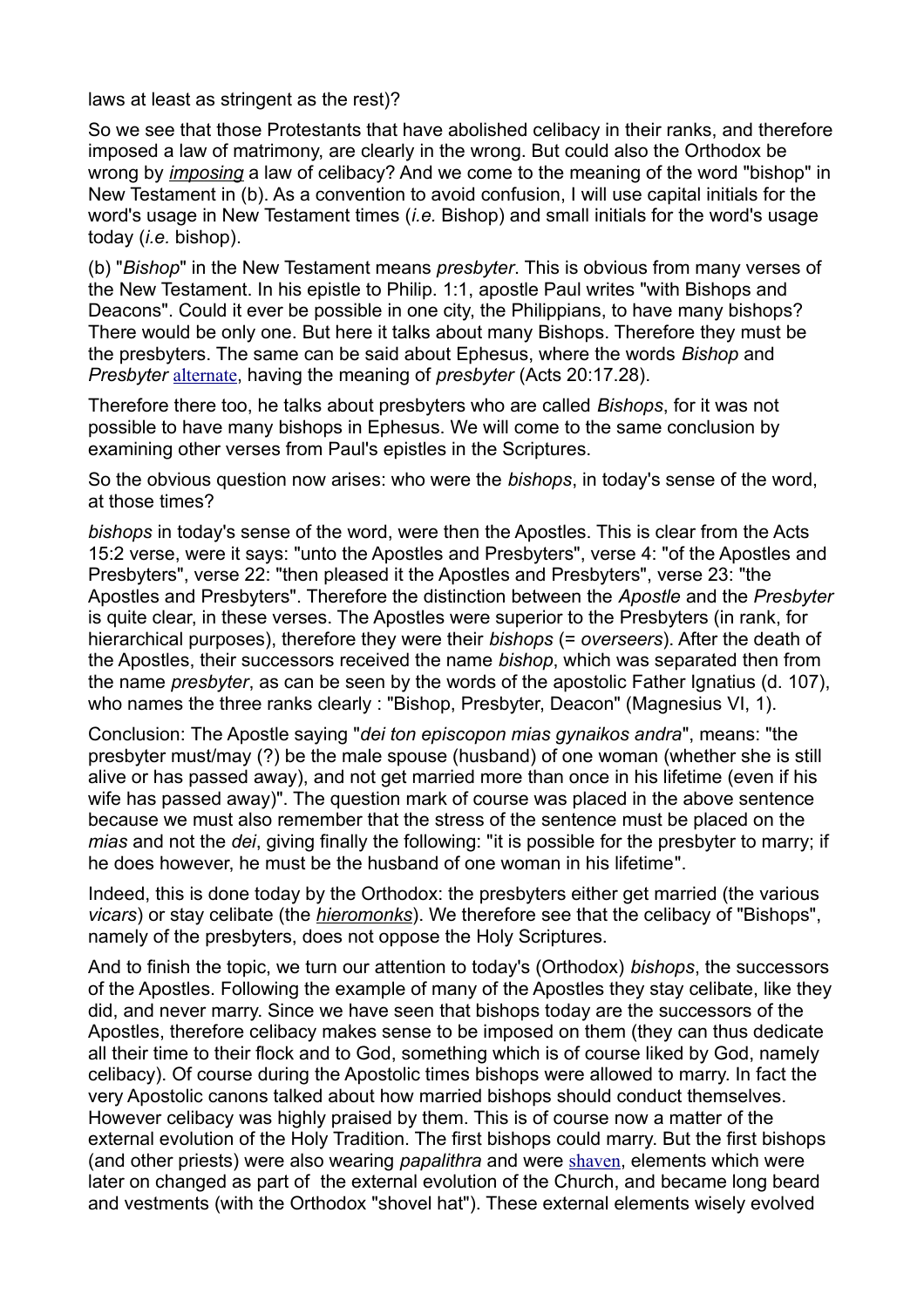laws at least as stringent as the rest)?

So we see that those Protestants that have abolished celibacy in their ranks, and therefore imposed a law of matrimony, are clearly in the wrong. But could also the Orthodox be wrong by *imposing* a law of celibacy? And we come to the meaning of the word "bishop" in New Testament in (b). As a convention to avoid confusion, I will use capital initials for the word's usage in New Testament times (*i.e.* Bishop) and small initials for the word's usage today (*i.e.* bishop).

(b) "*Bishop*" in the New Testament means *presbyter*. This is obvious from many verses of the New Testament. In his epistle to Philip. 1:1, apostle Paul writes "with Bishops and Deacons". Could it ever be possible in one city, the Philippians, to have many bishops? There would be only one. But here it talks about many Bishops. Therefore they must be the presbyters. The same can be said about Ephesus, where the words *Bishop* and *Presbyter* alternate, having the meaning of *presbyter* (Acts 20:17.28).

Therefore there too, he talks about presbyters who are called *Bishops*, for it was not possible to have many bishops in Ephesus. We will come to the same conclusion by examining other verses from Paul's epistles in the Scriptures.

So the obvious question now arises: who were the *bishops*, in today's sense of the word, at those times?

*bishops* in today's sense of the word, were then the Apostles. This is clear from the Acts 15:2 verse, were it says: "unto the Apostles and Presbyters", verse 4: "of the Apostles and Presbyters", verse 22: "then pleased it the Apostles and Presbyters", verse 23: "the Apostles and Presbyters". Therefore the distinction between the *Apostle* and the *Presbyter* is quite clear, in these verses. The Apostles were superior to the Presbyters (in rank, for hierarchical purposes), therefore they were their *bishops* (= *overseers*). After the death of the Apostles, their successors received the name *bishop*, which was separated then from the name *presbyter*, as can be seen by the words of the apostolic Father Ignatius (d. 107), who names the three ranks clearly : "Bishop, Presbyter, Deacon" (Magnesius VI, 1).

Conclusion: The Apostle saying "*dei ton episcopon mias gynaikos andra*", means: "the presbyter must/may (?) be the male spouse (husband) of one woman (whether she is still alive or has passed away), and not get married more than once in his lifetime (even if his wife has passed away)". The question mark of course was placed in the above sentence because we must also remember that the stress of the sentence must be placed on the *mias* and not the *dei*, giving finally the following: "it is possible for the presbyter to marry; if he does however, he must be the husband of one woman in his lifetime".

Indeed, this is done today by the Orthodox: the presbyters either get married (the various *vicars*) or stay celibate (the *hieromonks*). We therefore see that the celibacy of "Bishops", namely of the presbyters, does not oppose the Holy Scriptures.

And to finish the topic, we turn our attention to today's (Orthodox) *bishops*, the successors of the Apostles. Following the example of many of the Apostles they stay celibate, like they did, and never marry. Since we have seen that bishops today are the successors of the Apostles, therefore celibacy makes sense to be imposed on them (they can thus dedicate all their time to their flock and to God, something which is of course liked by God, namely celibacy). Of course during the Apostolic times bishops were allowed to marry. In fact the very Apostolic canons talked about how married bishops should conduct themselves. However celibacy was highly praised by them. This is of course now a matter of the external evolution of the Holy Tradition. The first bishops could marry. But the first bishops (and other priests) were also wearing *papalithra* and were shaven, elements which were later on changed as part of the external evolution of the Church, and became long beard and vestments (with the Orthodox "shovel hat"). These external elements wisely evolved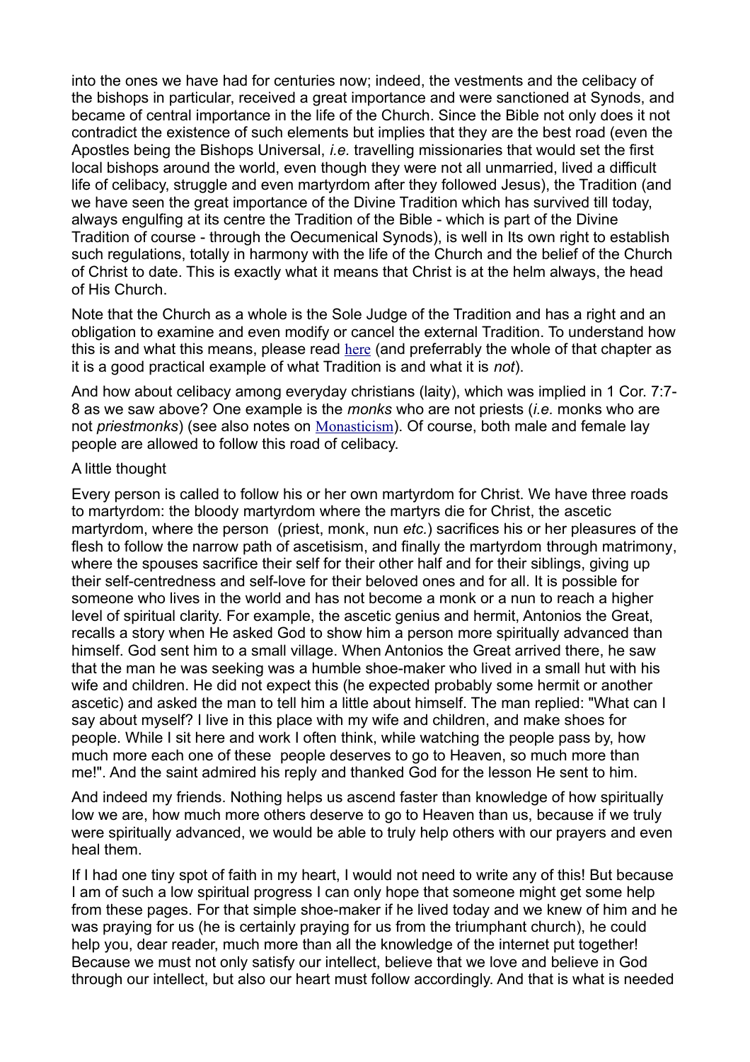into the ones we have had for centuries now; indeed, the vestments and the celibacy of the bishops in particular, received a great importance and were sanctioned at Synods, and became of central importance in the life of the Church. Since the Bible not only does it not contradict the existence of such elements but implies that they are the best road (even the Apostles being the Bishops Universal, *i.e.* travelling missionaries that would set the first local bishops around the world, even though they were not all unmarried, lived a difficult life of celibacy, struggle and even martyrdom after they followed Jesus), the Tradition (and we have seen the great importance of the Divine Tradition which has survived till today, always engulfing at its centre the Tradition of the Bible - which is part of the Divine Tradition of course - through the Oecumenical Synods), is well in Its own right to establish such regulations, totally in harmony with the life of the Church and the belief of the Church of Christ to date. This is exactly what it means that Christ is at the helm always, the head of His Church.

Note that the Church as a whole is the Sole Judge of the Tradition and has a right and an obligation to examine and even modify or cancel the external Tradition. To understand how this is and what this means, please read here (and preferrably the whole of that chapter as it is a good practical example of what Tradition is and what it is *not*).

And how about celibacy among everyday christians (laity), which was implied in 1 Cor. 7:7-8 as we saw above? One example is the *monks* who are not priests (*i.e.* monks who are not *priestmonks*) (see also notes on Monasticism). Of course, both male and female lay people are allowed to follow this road of celibacy.

A little thought

Every person is called to follow his or her own martyrdom for Christ. We have three roads to martyrdom: the bloody martyrdom where the martyrs die for Christ, the ascetic martyrdom, where the person (priest, monk, nun *etc.*) sacrifices his or her pleasures of the flesh to follow the narrow path of ascetisism, and finally the martyrdom through matrimony, where the spouses sacrifice their self for their other half and for their siblings, giving up their self-centredness and self-love for their beloved ones and for all. It is possible for someone who lives in the world and has not become a monk or a nun to reach a higher level of spiritual clarity. For example, the ascetic genius and hermit, Antonios the Great, recalls a story when He asked God to show him a person more spiritually advanced than himself. God sent him to a small village. When Antonios the Great arrived there, he saw that the man he was seeking was a humble shoe-maker who lived in a small hut with his wife and children. He did not expect this (he expected probably some hermit or another ascetic) and asked the man to tell him a little about himself. The man replied: "What can I say about myself? I live in this place with my wife and children, and make shoes for people. While I sit here and work I often think, while watching the people pass by, how much more each one of these people deserves to go to Heaven, so much more than me!". And the saint admired his reply and thanked God for the lesson He sent to him.

And indeed my friends. Nothing helps us ascend faster than knowledge of how spiritually low we are, how much more others deserve to go to Heaven than us, because if we truly were spiritually advanced, we would be able to truly help others with our prayers and even heal them.

If I had one tiny spot of faith in my heart, I would not need to write any of this! But because I am of such a low spiritual progress I can only hope that someone might get some help from these pages. For that simple shoe-maker if he lived today and we knew of him and he was praying for us (he is certainly praying for us from the triumphant church), he could help you, dear reader, much more than all the knowledge of the internet put together! Because we must not only satisfy our intellect, believe that we love and believe in God through our intellect, but also our heart must follow accordingly. And that is what is needed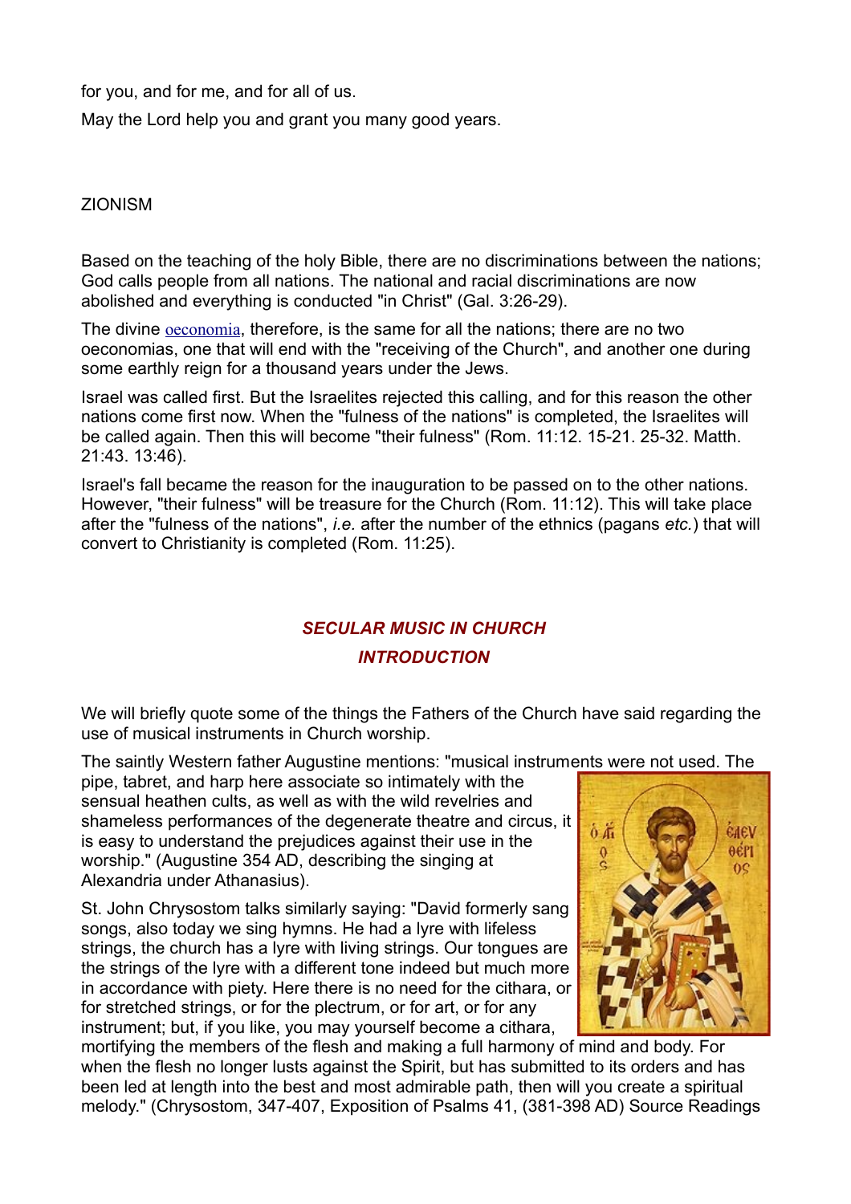for you, and for me, and for all of us.

May the Lord help you and grant you many good years.

ZIONISM

Based on the teaching of the holy Bible, there are no discriminations between the nations; God calls people from all nations. The national and racial discriminations are now abolished and everything is conducted "in Christ" (Gal. 3:26-29).

The divine oeconomia, therefore, is the same for all the nations; there are no two oeconomias, one that will end with the "receiving of the Church", and another one during some earthly reign for a thousand years under the Jews.

Israel was called first. But the Israelites rejected this calling, and for this reason the other nations come first now. When the "fulness of the nations" is completed, the Israelites will be called again. Then this will become "their fulness" (Rom. 11:12. 15-21. 25-32. Matth. 21:43. 13:46).

Israel's fall became the reason for the inauguration to be passed on to the other nations. However, "their fulness" will be treasure for the Church (Rom. 11:12). This will take place after the "fulness of the nations", *i.e.* after the number of the ethnics (pagans *etc.*) that will convert to Christianity is completed (Rom. 11:25).

## *SECULAR MUSIC IN CHURCH*

### *INTRODUCTION*

We will briefly quote some of the things the Fathers of the Church have said regarding the use of musical instruments in Church worship.

The saintly Western father Augustine mentions: "musical instruments were not used. The pipe, tabret, and harp here associate so intimately with the sensual heathen cults, as well as with the wild revelries and shameless performances of the degenerate theatre and circus, it is easy to understand the prejudices against their use in the worship." (Augustine 354 AD, describing the singing at Alexandria under Athanasius).

St. John Chrysostom talks similarly saying: "David formerly sang songs, also today we sing hymns. He had a lyre with lifeless strings, the church has a lyre with living strings. Our tongues are the strings of the lyre with a different tone indeed but much more in accordance with piety. Here there is no need for the cithara, or for stretched strings, or for the plectrum, or for art, or for any instrument; but, if you like, you may yourself become a cithara, mortifying the members of the flesh and making a full harmony of mind and body. For when the flesh no longer lusts against the Spirit, but has submitted to its orders and has been led at length into the best and most admirable path, then will you create a spiritual melody." (Chrysostom, 347-407, Exposition of Psalms 41, (381-398 AD) Source Readings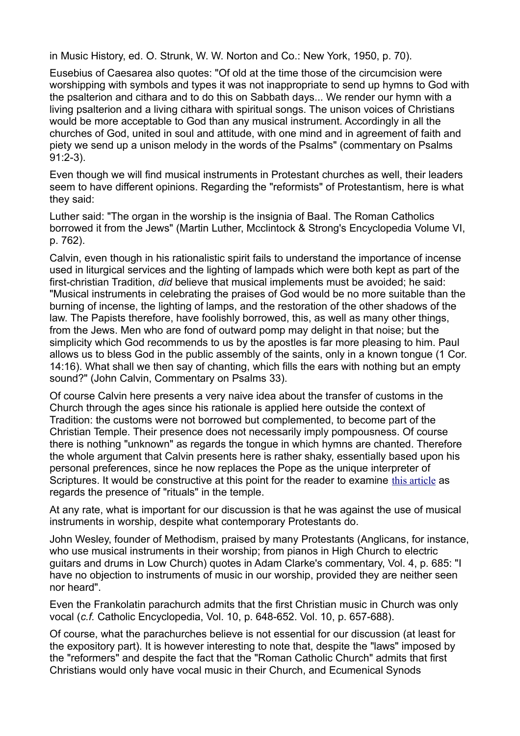in Music History, ed. O. Strunk, W. W. Norton and Co.: New York, 1950, p. 70).

Eusebius of Caesarea also quotes: "Of old at the time those of the circumcision were worshipping with symbols and types it was not inappropriate to send up hymns to God with the psalterion and cithara and to do this on Sabbath days... We render our hymn with a living psalterion and a living cithara with spiritual songs. The unison voices of Christians would be more acceptable to God than any musical instrument. Accordingly in all the churches of God, united in soul and attitude, with one mind and in agreement of faith and piety we send up a unison melody in the words of the Psalms" (commentary on Psalms 91:2-3).

Even though we will find musical instruments in Protestant churches as well, their leaders seem to have different opinions. Regarding the "reformists" of Protestantism, here is what they said:

Luther said: "The organ in the worship is the insignia of Baal. The Roman Catholics borrowed it from the Jews" (Martin Luther, Mcclintock & Strong's Encyclopedia Volume VI, p. 762).

Calvin, even though in his rationalistic spirit fails to understand the importance of incense used in liturgical services and the lighting of lampads which were both kept as part of the first-christian Tradition, *did* believe that musical implements must be avoided; he said: "Musical instruments in celebrating the praises of God would be no more suitable than the burning of incense, the lighting of lamps, and the restoration of the other shadows of the law. The Papists therefore, have foolishly borrowed, this, as well as many other things, from the Jews. Men who are fond of outward pomp may delight in that noise; but the simplicity which God recommends to us by the apostles is far more pleasing to him. Paul allows us to bless God in the public assembly of the saints, only in a known tongue (1 Cor. 14:16). What shall we then say of chanting, which fills the ears with nothing but an empty sound?" (John Calvin, Commentary on Psalms 33).

Of course Calvin here presents a very naive idea about the transfer of customs in the Church through the ages since his rationale is applied here outside the context of Tradition: the customs were not borrowed but complemented, to become part of the Christian Temple. Their presence does not necessarily imply pompousness. Of course there is nothing "unknown" as regards the tongue in which hymns are chanted. Therefore the whole argument that Calvin presents here is rather shaky, essentially based upon his personal preferences, since he now replaces the Pope as the unique interpreter of Scriptures. It would be constructive at this point for the reader to examine this article as regards the presence of "rituals" in the temple.

At any rate, what is important for our discussion is that he was against the use of musical instruments in worship, despite what contemporary Protestants do.

John Wesley, founder of Methodism, praised by many Protestants (Anglicans, for instance, who use musical instruments in their worship; from pianos in High Church to electric guitars and drums in Low Church) quotes in Adam Clarke's commentary, Vol. 4, p. 685: "I have no objection to instruments of music in our worship, provided they are neither seen nor heard".

Even the Frankolatin parachurch admits that the first Christian music in Church was only vocal (*c.f.* Catholic Encyclopedia, Vol. 10, p. 648-652. Vol. 10, p. 657-688).

Of course, what the parachurches believe is not essential for our discussion (at least for the expository part). It is however interesting to note that, despite the "laws" imposed by the "reformers" and despite the fact that the "Roman Catholic Church" admits that first Christians would only have vocal music in their Church, and Ecumenical Synods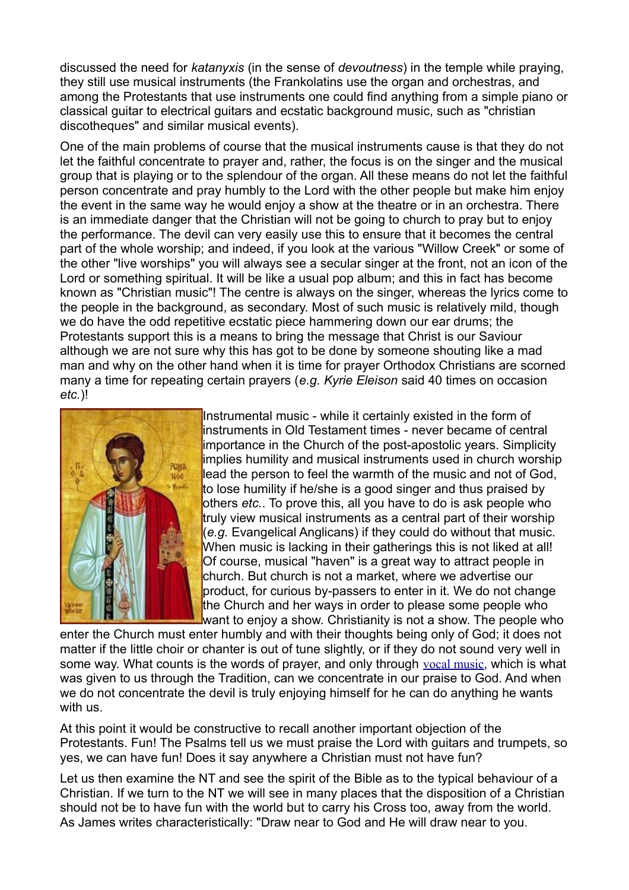discussed the need for *katanyxis* (in the sense of *devoutness*) in the temple while praying, they still use musical instruments (the Frankolatins use the organ and orchestras, and among the Protestants that use instruments one could find anything from a simple piano or classical guitar to electrical guitars and ecstatic background music, such as "christian discotheques" and similar musical events).

One of the main problems of course that the musical instruments cause is that they do not let the faithful concentrate to prayer and, rather, the focus is on the singer and the musical group that is playing or to the splendour of the organ. All these means do not let the faithful person concentrate and pray humbly to the Lord with the other people but make him enjoy the event in the same way he would enjoy a show at the theatre or in an orchestra. There is an immediate danger that the Christian will not be going to church to pray but to enjoy the performance. The devil can very easily use this to ensure that it becomes the central part of the whole worship; and indeed, if you look at the various "Willow Creek" or some of the other "live worships" you will always see a secular singer at the front, not an icon of the Lord or something spiritual. It will be like a usual pop album; and this in fact has become known as "Christian music"! The centre is always on the singer, whereas the lyrics come to the people in the background, as secondary. Most of such music is relatively mild, though we do have the odd repetitive ecstatic piece hammering down our ear drums; the Protestants support this is a means to bring the message that Christ is our Saviour although we are not sure why this has got to be done by someone shouting like a mad man and why on the other hand when it is time for prayer Orthodox Christians are scorned many a time for repeating certain prayers (*e.g. Kyrie Eleison* said 40 times on occasion *etc.*)!

Instrumental music - while it certainly existed in the form of instruments in Old Testament times - never became of central importance in the Church of the post-apostolic years. Simplicity implies humility and musical instruments used in church worship lead the person to feel the warmth of the music and not of God, to lose humility if he/she is a good singer and thus praised by others *etc.*. To prove this, all you have to do is ask people who truly view musical instruments as a central part of their worship (*e.g.* Evangelical Anglicans) if they could do without that music. When music is lacking in their gatherings this is not liked at all! Of course, musical "haven" is a great way to attract people in church. But church is not a market, where we advertise our product, for curious by-passers to enter in it. We do not change the Church and her ways in order to please some people who want to enjoy a show. Christianity is not a show. The people who enter the Church must enter humbly and with their thoughts being only of God; it does not matter if the little choir or chanter is out of tune slightly, or if they do not sound very well in some way. What counts is the words of prayer, and only through vocal music, which is what was given to us through the Tradition, can we concentrate in our praise to God. And when we do not concentrate the devil is truly enjoying himself for he can do anything he wants with us.

At this point it would be constructive to recall another important objection of the Protestants. Fun! The Psalms tell us we must praise the Lord with guitars and trumpets, so yes, we can have fun! Does it say anywhere a Christian must not have fun?

Let us then examine the NT and see the spirit of the Bible as to the typical behaviour of a Christian. If we turn to the NT we will see in many places that the disposition of a Christian should not be to have fun with the world but to carry his Cross too, away from the world. As James writes characteristically: "Draw near to God and He will draw near to you.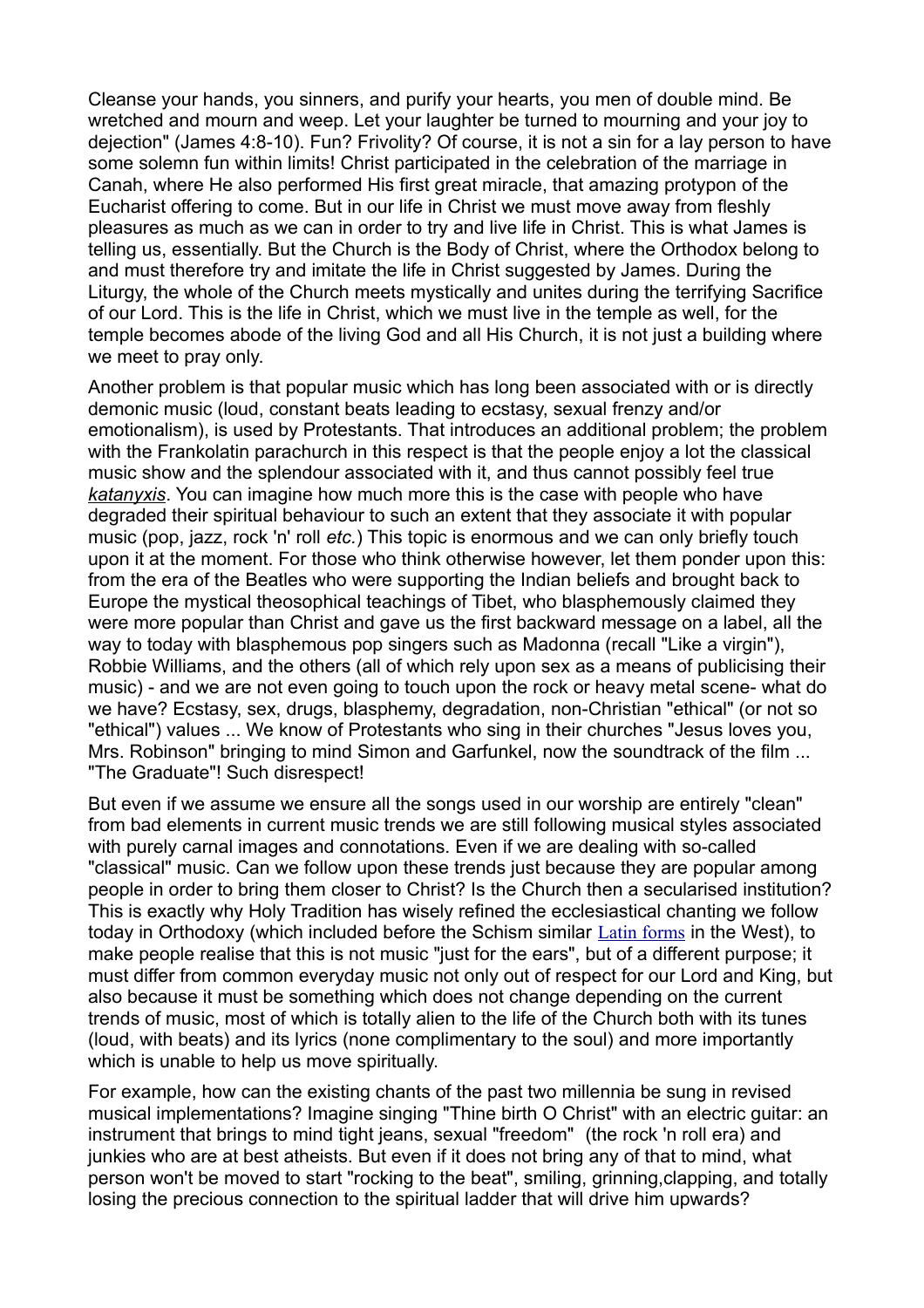Cleanse your hands, you sinners, and purify your hearts, you men of double mind. Be wretched and mourn and weep. Let your laughter be turned to mourning and your joy to dejection" (James 4:8-10). Fun? Frivolity? Of course, it is not a sin for a lay person to have some solemn fun within limits! Christ participated in the celebration of the marriage in Canah, where He also performed His first great miracle, that amazing protypon of the Eucharist offering to come. But in our life in Christ we must move away from fleshly pleasures as much as we can in order to try and live life in Christ. This is what James is telling us, essentially. But the Church is the Body of Christ, where the Orthodox belong to and must therefore try and imitate the life in Christ suggested by James. During the Liturgy, the whole of the Church meets mystically and unites during the terrifying Sacrifice of our Lord. This is the life in Christ, which we must live in the temple as well, for the temple becomes abode of the living God and all His Church, it is not just a building where we meet to pray only.

Another problem is that popular music which has long been associated with or is directly demonic music (loud, constant beats leading to ecstasy, sexual frenzy and/or emotionalism), is used by Protestants. That introduces an additional problem; the problem with the Frankolatin parachurch in this respect is that the people enjoy a lot the classical music show and the splendour associated with it, and thus cannot possibly feel true *katanyxis*. You can imagine how much more this is the case with people who have degraded their spiritual behaviour to such an extent that they associate it with popular music (pop, jazz, rock 'n' roll *etc.*) This topic is enormous and we can only briefly touch upon it at the moment. For those who think otherwise however, let them ponder upon this: from the era of the Beatles who were supporting the Indian beliefs and brought back to Europe the mystical theosophical teachings of Tibet, who blasphemously claimed they were more popular than Christ and gave us the first backward message on a label, all the way to today with blasphemous pop singers such as Madonna (recall "Like a virgin"), Robbie Williams, and the others (all of which rely upon sex as a means of publicising their music) - and we are not even going to touch upon the rock or heavy metal scene- what do we have? Ecstasy, sex, drugs, blasphemy, degradation, non-Christian "ethical" (or not so "ethical") values ... We know of Protestants who sing in their churches "Jesus loves you, Mrs. Robinson" bringing to mind Simon and Garfunkel, now the soundtrack of the film ... "The Graduate"! Such disrespect!

But even if we assume we ensure all the songs used in our worship are entirely "clean" from bad elements in current music trends we are still following musical styles associated with purely carnal images and connotations. Even if we are dealing with so-called "classical" music. Can we follow upon these trends just because they are popular among people in order to bring them closer to Christ? Is the Church then a secularised institution? This is exactly why Holy Tradition has wisely refined the ecclesiastical chanting we follow today in Orthodoxy (which included before the Schism similar Latin forms in the West), to make people realise that this is not music "just for the ears", but of a different purpose; it must differ from common everyday music not only out of respect for our Lord and King, but also because it must be something which does not change depending on the current trends of music, most of which is totally alien to the life of the Church both with its tunes (loud, with beats) and its lyrics (none complimentary to the soul) and more importantly which is unable to help us move spiritually.

For example, how can the existing chants of the past two millennia be sung in revised musical implementations? Imagine singing "Thine birth O Christ" with an electric guitar: an instrument that brings to mind tight jeans, sexual "freedom" (the rock 'n roll era) and junkies who are at best atheists. But even if it does not bring any of that to mind, what person won't be moved to start "rocking to the beat", smiling, grinning,clapping, and totally losing the precious connection to the spiritual ladder that will drive him upwards?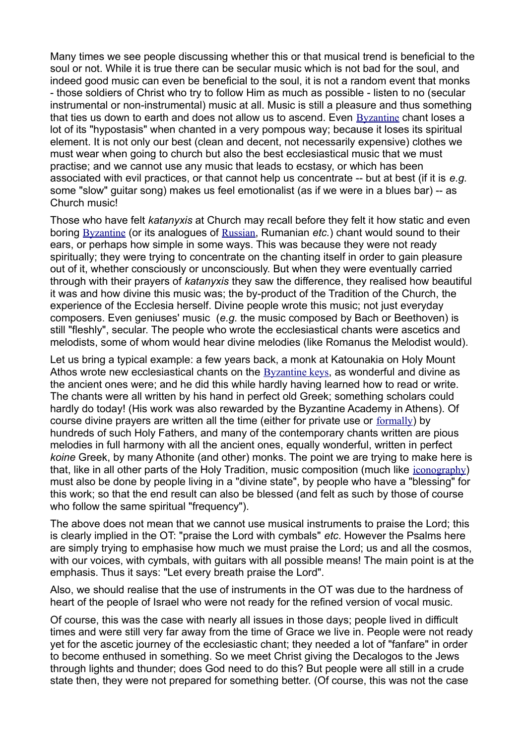Many times we see people discussing whether this or that musical trend is beneficial to the soul or not. While it is true there can be secular music which is not bad for the soul, and indeed good music can even be beneficial to the soul, it is not a random event that monks - those soldiers of Christ who try to follow Him as much as possible - listen to no (secular instrumental or non-instrumental) music at all. Music is still a pleasure and thus something that ties us down to earth and does not allow us to ascend. Even Byzantine chant loses a lot of its "hypostasis" when chanted in a very pompous way; because it loses its spiritual element. It is not only our best (clean and decent, not necessarily expensive) clothes we must wear when going to church but also the best ecclesiastical music that we must practise; and we cannot use any music that leads to ecstasy, or which has been associated with evil practices, or that cannot help us concentrate -- but at best (if it is *e.g.* some "slow" guitar song) makes us feel emotionalist (as if we were in a blues bar) -- as Church music!

Those who have felt *katanyxis* at Church may recall before they felt it how static and even boring Byzantine (or its analogues of Russian, Rumanian *etc.*) chant would sound to their ears, or perhaps how simple in some ways. This was because they were not ready spiritually; they were trying to concentrate on the chanting itself in order to gain pleasure out of it, whether consciously or unconsciously. But when they were eventually carried through with their prayers of *katanyxis* they saw the difference, they realised how beautiful it was and how divine this music was; the by-product of the Tradition of the Church, the experience of the Ecclesia herself. Divine people wrote this music; not just everyday composers. Even geniuses' music (*e.g.* the music composed by Bach or Beethoven) is still "fleshly", secular. The people who wrote the ecclesiastical chants were ascetics and melodists, some of whom would hear divine melodies (like Romanus the Melodist would).

Let us bring a typical example: a few years back, a monk at Katounakia on Holy Mount Athos wrote new ecclesiastical chants on the Byzantine keys, as wonderful and divine as the ancient ones were; and he did this while hardly having learned how to read or write. The chants were all written by his hand in perfect old Greek; something scholars could hardly do today! (His work was also rewarded by the Byzantine Academy in Athens). Of course divine prayers are written all the time (either for private use or formally) by hundreds of such Holy Fathers, and many of the contemporary chants written are pious melodies in full harmony with all the ancient ones, equally wonderful, written in perfect *koine* Greek, by many Athonite (and other) monks. The point we are trying to make here is that, like in all other parts of the Holy Tradition, music composition (much like iconography) must also be done by people living in a "divine state", by people who have a "blessing" for this work; so that the end result can also be blessed (and felt as such by those of course who follow the same spiritual "frequency").

The above does not mean that we cannot use musical instruments to praise the Lord; this is clearly implied in the OT: "praise the Lord with cymbals" *etc*. However the Psalms here are simply trying to emphasise how much we must praise the Lord; us and all the cosmos, with our voices, with cymbals, with guitars with all possible means! The main point is at the emphasis. Thus it says: "Let every breath praise the Lord".

Also, we should realise that the use of instruments in the OT was due to the hardness of heart of the people of Israel who were not ready for the refined version of vocal music.

Of course, this was the case with nearly all issues in those days; people lived in difficult times and were still very far away from the time of Grace we live in. People were not ready yet for the ascetic journey of the ecclesiastic chant; they needed a lot of "fanfare" in order to become enthused in something. So we meet Christ giving the Decalogos to the Jews through lights and thunder; does God need to do this? But people were all still in a crude state then, they were not prepared for something better. (Of course, this was not the case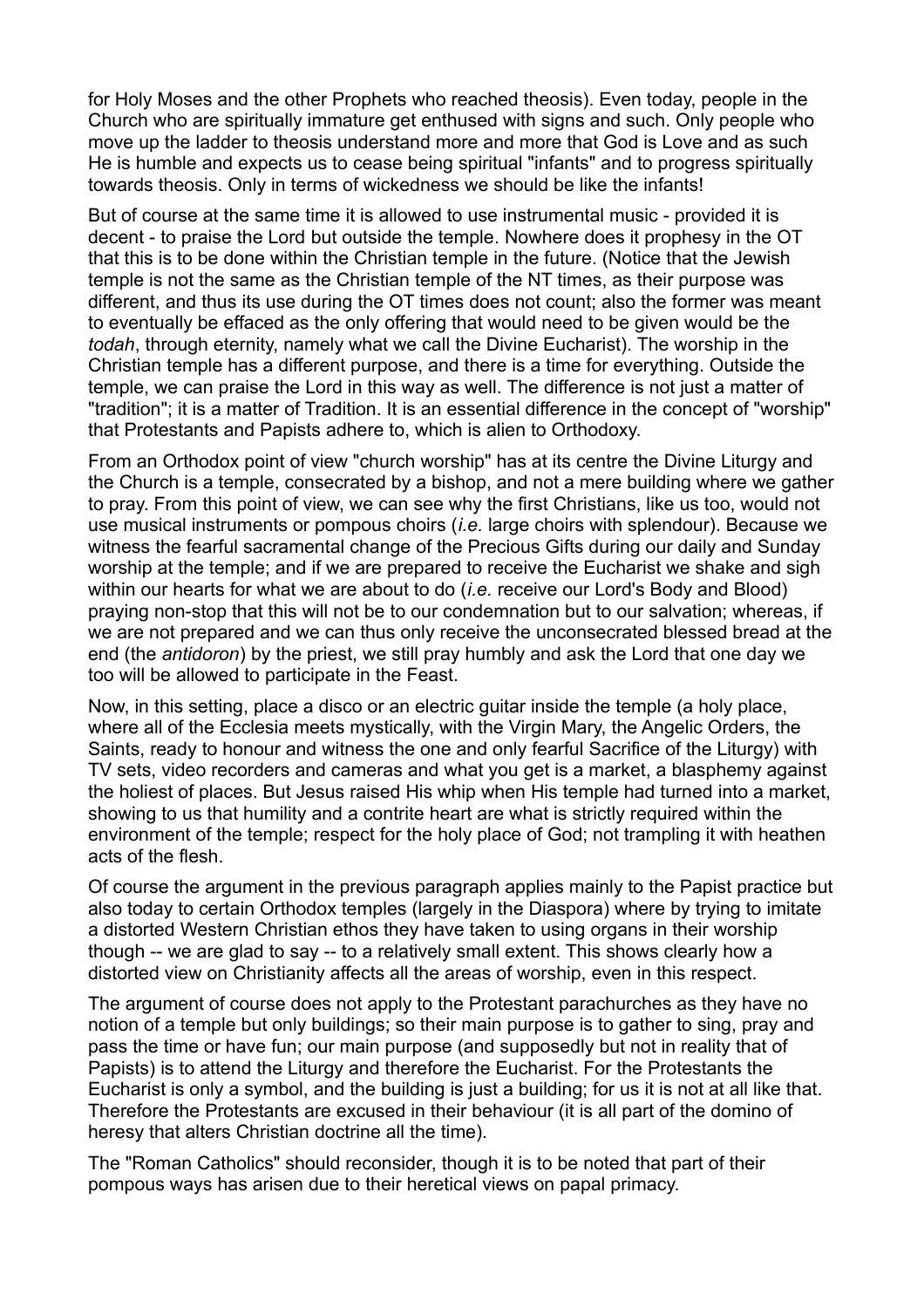for Holy Moses and the other Prophets who reached theosis). Even today, people in the Church who are spiritually immature get enthused with signs and such. Only people who move up the ladder to theosis understand more and more that God is Love and as such He is humble and expects us to cease being spiritual "infants" and to progress spiritually towards theosis. Only in terms of wickedness we should be like the infants!

But of course at the same time it is allowed to use instrumental music - provided it is decent - to praise the Lord but outside the temple. Nowhere does it prophesy in the OT that this is to be done within the Christian temple in the future. (Notice that the Jewish temple is not the same as the Christian temple of the NT times, as their purpose was different, and thus its use during the OT times does not count; also the former was meant to eventually be effaced as the only offering that would need to be given would be the *todah*, through eternity, namely what we call the Divine Eucharist). The worship in the Christian temple has a different purpose, and there is a time for everything. Outside the temple, we can praise the Lord in this way as well. The difference is not just a matter of "tradition"; it is a matter of Tradition. It is an essential difference in the concept of "worship" that Protestants and Papists adhere to, which is alien to Orthodoxy.

From an Orthodox point of view "church worship" has at its centre the Divine Liturgy and the Church is a temple, consecrated by a bishop, and not a mere building where we gather to pray. From this point of view, we can see why the first Christians, like us too, would not use musical instruments or pompous choirs (*i.e.* large choirs with splendour). Because we witness the fearful sacramental change of the Precious Gifts during our daily and Sunday worship at the temple; and if we are prepared to receive the Eucharist we shake and sigh within our hearts for what we are about to do (*i.e.* receive our Lord's Body and Blood) praying non-stop that this will not be to our condemnation but to our salvation; whereas, if we are not prepared and we can thus only receive the unconsecrated blessed bread at the end (the *antidoron*) by the priest, we still pray humbly and ask the Lord that one day we too will be allowed to participate in the Feast.

Now, in this setting, place a disco or an electric guitar inside the temple (a holy place, where all of the Ecclesia meets mystically, with the Virgin Mary, the Angelic Orders, the Saints, ready to honour and witness the one and only fearful Sacrifice of the Liturgy) with TV sets, video recorders and cameras and what you get is a market, a blasphemy against the holiest of places. But Jesus raised His whip when His temple had turned into a market, showing to us that humility and a contrite heart are what is strictly required within the environment of the temple; respect for the holy place of God; not trampling it with heathen acts of the flesh.

Of course the argument in the previous paragraph applies mainly to the Papist practice but also today to certain Orthodox temples (largely in the Diaspora) where by trying to imitate a distorted Western Christian ethos they have taken to using organs in their worship though -- we are glad to say -- to a relatively small extent. This shows clearly how a distorted view on Christianity affects all the areas of worship, even in this respect.

The argument of course does not apply to the Protestant parachurches as they have no notion of a temple but only buildings; so their main purpose is to gather to sing, pray and pass the time or have fun; our main purpose (and supposedly but not in reality that of Papists) is to attend the Liturgy and therefore the Eucharist. For the Protestants the Eucharist is only a symbol, and the building is just a building; for us it is not at all like that. Therefore the Protestants are excused in their behaviour (it is all part of the domino of heresy that alters Christian doctrine all the time).

The "Roman Catholics" should reconsider, though it is to be noted that part of their pompous ways has arisen due to their heretical views on papal primacy.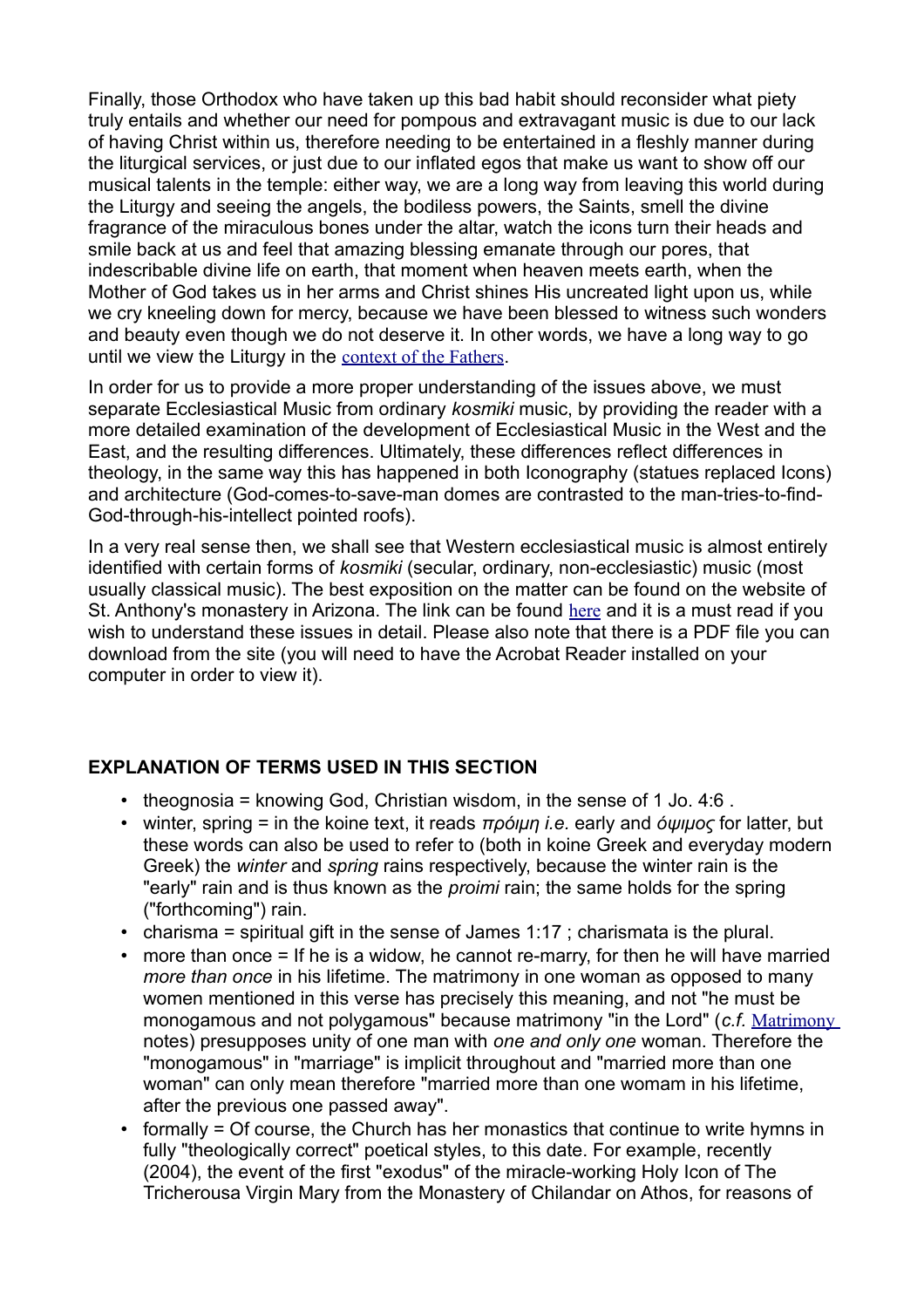Finally, those Orthodox who have taken up this bad habit should reconsider what piety truly entails and whether our need for pompous and extravagant music is due to our lack of having Christ within us, therefore needing to be entertained in a fleshly manner during the liturgical services, or just due to our inflated egos that make us want to show off our musical talents in the temple: either way, we are a long way from leaving this world during the Liturgy and seeing the angels, the bodiless powers, the Saints, smell the divine fragrance of the miraculous bones under the altar, watch the icons turn their heads and smile back at us and feel that amazing blessing emanate through our pores, that indescribable divine life on earth, that moment when heaven meets earth, when the Mother of God takes us in her arms and Christ shines His uncreated light upon us, while we cry kneeling down for mercy, because we have been blessed to witness such wonders and beauty even though we do not deserve it. In other words, we have a long way to go until we view the Liturgy in the context of the Fathers.

In order for us to provide a more proper understanding of the issues above, we must separate Ecclesiastical Music from ordinary *kosmiki* music, by providing the reader with a more detailed examination of the development of Ecclesiastical Music in the West and the East, and the resulting differences. Ultimately, these differences reflect differences in theology, in the same way this has happened in both Iconography (statues replaced Icons) and architecture (God-comes-to-save-man domes are contrasted to the man-tries-to-find-God-through-his-intellect pointed roofs).

In a very real sense then, we shall see that Western ecclesiastical music is almost entirely identified with certain forms of *kosmiki* (secular, ordinary, non-ecclesiastic) music (most usually classical music). The best exposition on the matter can be found on the website of St. Anthony's monastery in Arizona. The link can be found here and it is a must read if you wish to understand these issues in detail. Please also note that there is a PDF file you can download from the site (you will need to have the Acrobat Reader installed on your computer in order to view it).

**EXPLANATION OF TERMS USED IN THIS SECTION**

- theognosia = knowing God, Christian wisdom, in the sense of 1 Jo. 4:6 .
- winter, spring = in the koine text, it reads *πρόιμη i.e.* early and *όψιμος* for latter, but these words can also be used to refer to (both in koine Greek and everyday modern Greek) the *winter* and *spring* rains respectively, because the winter rain is the "early" rain and is thus known as the *proimi* rain; the same holds for the spring ("forthcoming") rain.
- charisma = spiritual gift in the sense of James 1:17 ; charismata is the plural.
- more than once = If he is a widow, he cannot re-marry, for then he will have married *more than once* in his lifetime. The matrimony in one woman as opposed to many women mentioned in this verse has precisely this meaning, and not "he must be monogamous and not polygamous" because matrimony "in the Lord" (*c.f.* Matrimony notes) presupposes unity of one man with *one and only one* woman. Therefore the "monogamous" in "marriage" is implicit throughout and "married more than one woman" can only mean therefore "married more than one womam in his lifetime, after the previous one passed away".
- formally = Of course, the Church has her monastics that continue to write hymns in fully "theologically correct" poetical styles, to this date. For example, recently (2004), the event of the first "exodus" of the miracle-working Holy Icon of The Tricherousa Virgin Mary from the Monastery of Chilandar on Athos, for reasons of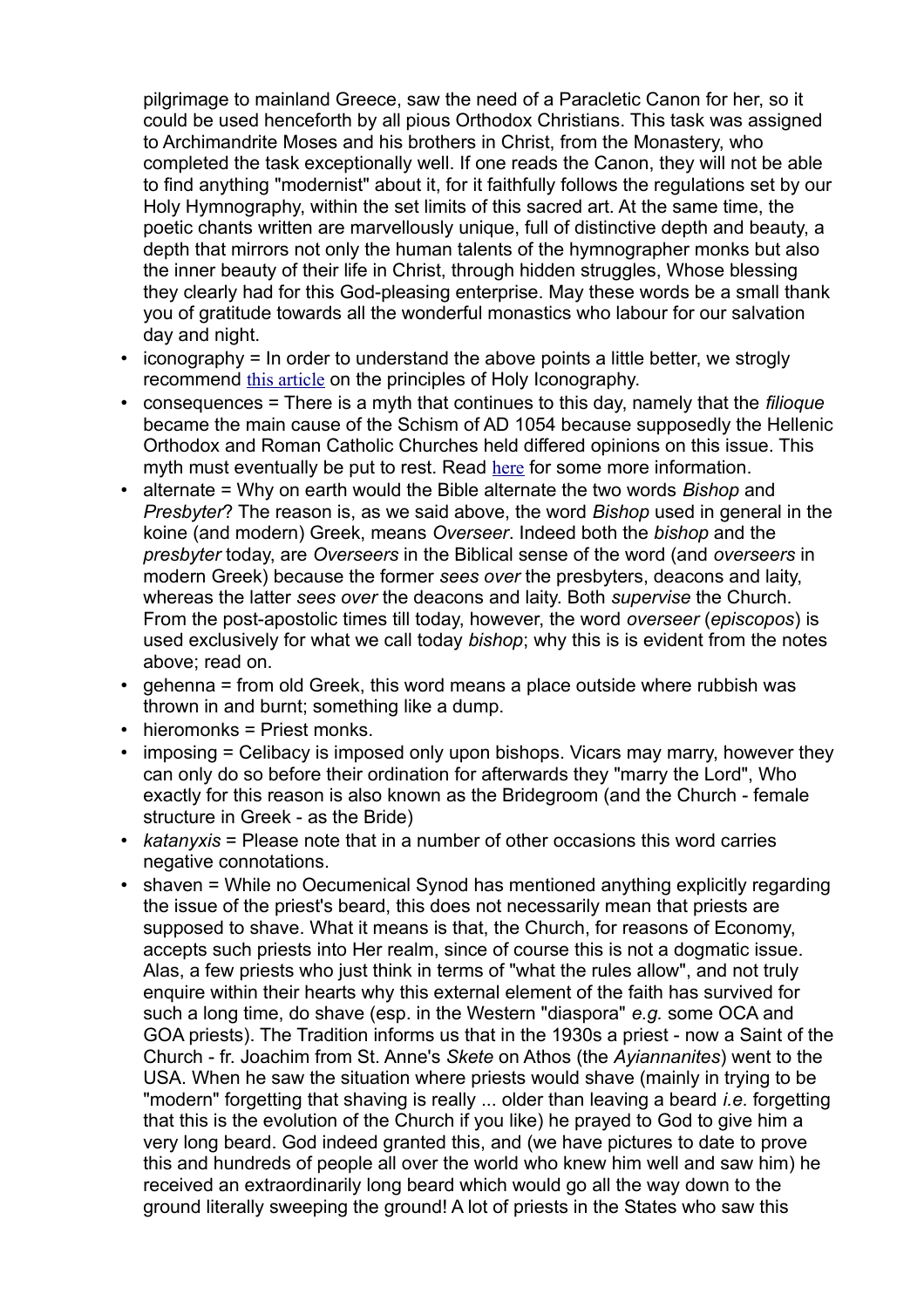pilgrimage to mainland Greece, saw the need of a Paracletic Canon for her, so it could be used henceforth by all pious Orthodox Christians. This task was assigned to Archimandrite Moses and his brothers in Christ, from the Monastery, who completed the task exceptionally well. If one reads the Canon, they will not be able to find anything "modernist" about it, for it faithfully follows the regulations set by our Holy Hymnography, within the set limits of this sacred art. At the same time, the poetic chants written are marvellously unique, full of distinctive depth and beauty, a depth that mirrors not only the human talents of the hymnographer monks but also the inner beauty of their life in Christ, through hidden struggles, Whose blessing they clearly had for this God-pleasing enterprise. May these words be a small thank you of gratitude towards all the wonderful monastics who labour for our salvation day and night.

- iconography = In order to understand the above points a little better, we strogly recommend this article on the principles of Holy Iconography.
- consequences = There is a myth that continues to this day, namely that the *filioque* became the main cause of the Schism of AD 1054 because supposedly the Hellenic Orthodox and Roman Catholic Churches held differed opinions on this issue. This myth must eventually be put to rest. Read here for some more information.
- alternate = Why on earth would the Bible alternate the two words *Bishop* and *Presbyter*? The reason is, as we said above, the word *Bishop* used in general in the koine (and modern) Greek, means *Overseer*. Indeed both the *bishop* and the *presbyter* today, are *Overseers* in the Biblical sense of the word (and *overseers* in modern Greek) because the former *sees over* the presbyters, deacons and laity, whereas the latter *sees over* the deacons and laity. Both *supervise* the Church. From the post-apostolic times till today, however, the word *overseer* (*episcopos*) is used exclusively for what we call today *bishop*; why this is is evident from the notes above; read on.
- gehenna = from old Greek, this word means a place outside where rubbish was thrown in and burnt; something like a dump.
- hieromonks = Priest monks.
- imposing = Celibacy is imposed only upon bishops. Vicars may marry, however they can only do so before their ordination for afterwards they "marry the Lord", Who exactly for this reason is also known as the Bridegroom (and the Church - female structure in Greek - as the Bride)
- *katanyxis* = Please note that in a number of other occasions this word carries negative connotations.
- shaven = While no Oecumenical Synod has mentioned anything explicitly regarding the issue of the priest's beard, this does not necessarily mean that priests are supposed to shave. What it means is that, the Church, for reasons of Economy, accepts such priests into Her realm, since of course this is not a dogmatic issue. Alas, a few priests who just think in terms of "what the rules allow", and not truly enquire within their hearts why this external element of the faith has survived for such a long time, do shave (esp. in the Western "diaspora" *e.g.* some OCA and GOA priests). The Tradition informs us that in the 1930s a priest - now a Saint of the Church - fr. Joachim from St. Anne's *Skete* on Athos (the *Ayiannanites*) went to the USA. When he saw the situation where priests would shave (mainly in trying to be "modern" forgetting that shaving is really ... older than leaving a beard *i.e.* forgetting that this is the evolution of the Church if you like) he prayed to God to give him a very long beard. God indeed granted this, and (we have pictures to date to prove this and hundreds of people all over the world who knew him well and saw him) he received an extraordinarily long beard which would go all the way down to the ground literally sweeping the ground! A lot of priests in the States who saw this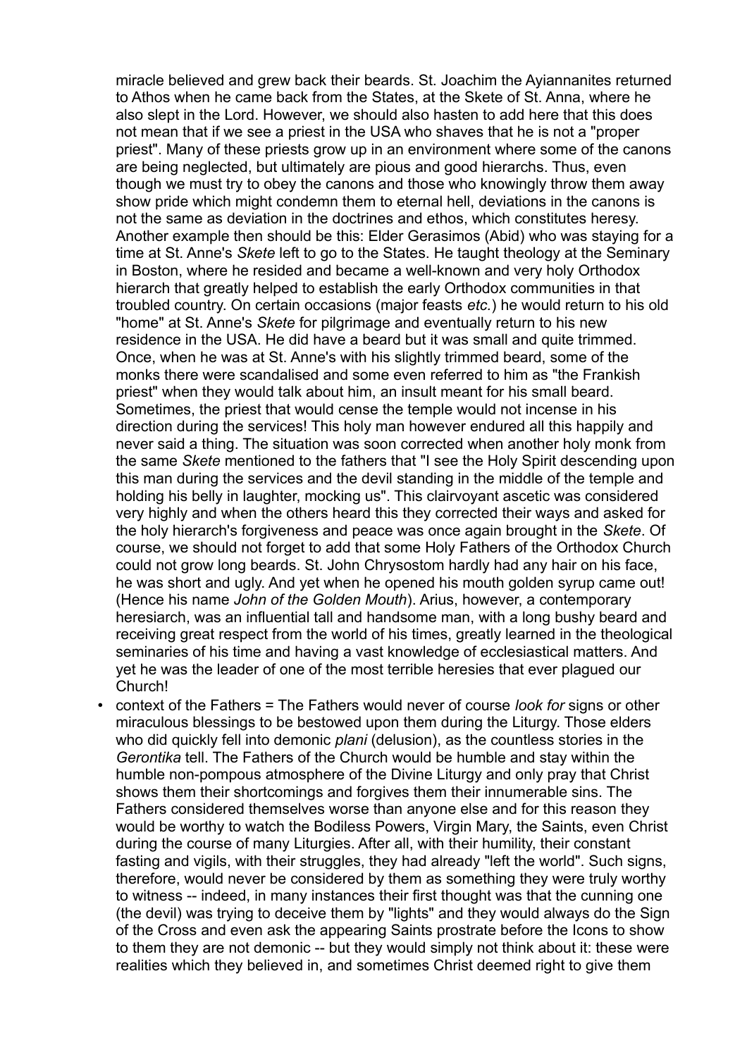miracle believed and grew back their beards. St. Joachim the Ayiannanites returned to Athos when he came back from the States, at the Skete of St. Anna, where he also slept in the Lord. However, we should also hasten to add here that this does not mean that if we see a priest in the USA who shaves that he is not a "proper priest". Many of these priests grow up in an environment where some of the canons are being neglected, but ultimately are pious and good hierarchs. Thus, even though we must try to obey the canons and those who knowingly throw them away show pride which might condemn them to eternal hell, deviations in the canons is not the same as deviation in the doctrines and ethos, which constitutes heresy. Another example then should be this: Elder Gerasimos (Abid) who was staying for a time at St. Anne's *Skete* left to go to the States. He taught theology at the Seminary in Boston, where he resided and became a well-known and very holy Orthodox hierarch that greatly helped to establish the early Orthodox communities in that troubled country. On certain occasions (major feasts *etc.*) he would return to his old "home" at St. Anne's *Skete* for pilgrimage and eventually return to his new residence in the USA. He did have a beard but it was small and quite trimmed. Once, when he was at St. Anne's with his slightly trimmed beard, some of the monks there were scandalised and some even referred to him as "the Frankish priest" when they would talk about him, an insult meant for his small beard. Sometimes, the priest that would cense the temple would not incense in his direction during the services! This holy man however endured all this happily and never said a thing. The situation was soon corrected when another holy monk from the same *Skete* mentioned to the fathers that "I see the Holy Spirit descending upon this man during the services and the devil standing in the middle of the temple and holding his belly in laughter, mocking us". This clairvoyant ascetic was considered very highly and when the others heard this they corrected their ways and asked for the holy hierarch's forgiveness and peace was once again brought in the *Skete*. Of course, we should not forget to add that some Holy Fathers of the Orthodox Church could not grow long beards. St. John Chrysostom hardly had any hair on his face, he was short and ugly. And yet when he opened his mouth golden syrup came out! (Hence his name *John of the Golden Mouth*). Arius, however, a contemporary heresiarch, was an influential tall and handsome man, with a long bushy beard and receiving great respect from the world of his times, greatly learned in the theological seminaries of his time and having a vast knowledge of ecclesiastical matters. And yet he was the leader of one of the most terrible heresies that ever plagued our Church!

- context of the Fathers = The Fathers would never of course *look for* signs or other miraculous blessings to be bestowed upon them during the Liturgy. Those elders who did quickly fell into demonic *plani* (delusion), as the countless stories in the *Gerontika* tell. The Fathers of the Church would be humble and stay within the humble non-pompous atmosphere of the Divine Liturgy and only pray that Christ shows them their shortcomings and forgives them their innumerable sins. The Fathers considered themselves worse than anyone else and for this reason they would be worthy to watch the Bodiless Powers, Virgin Mary, the Saints, even Christ during the course of many Liturgies. After all, with their humility, their constant fasting and vigils, with their struggles, they had already "left the world". Such signs, therefore, would never be considered by them as something they were truly worthy to witness -- indeed, in many instances their first thought was that the cunning one (the devil) was trying to deceive them by "lights" and they would always do the Sign of the Cross and even ask the appearing Saints prostrate before the Icons to show to them they are not demonic -- but they would simply not think about it: these were realities which they believed in, and sometimes Christ deemed right to give them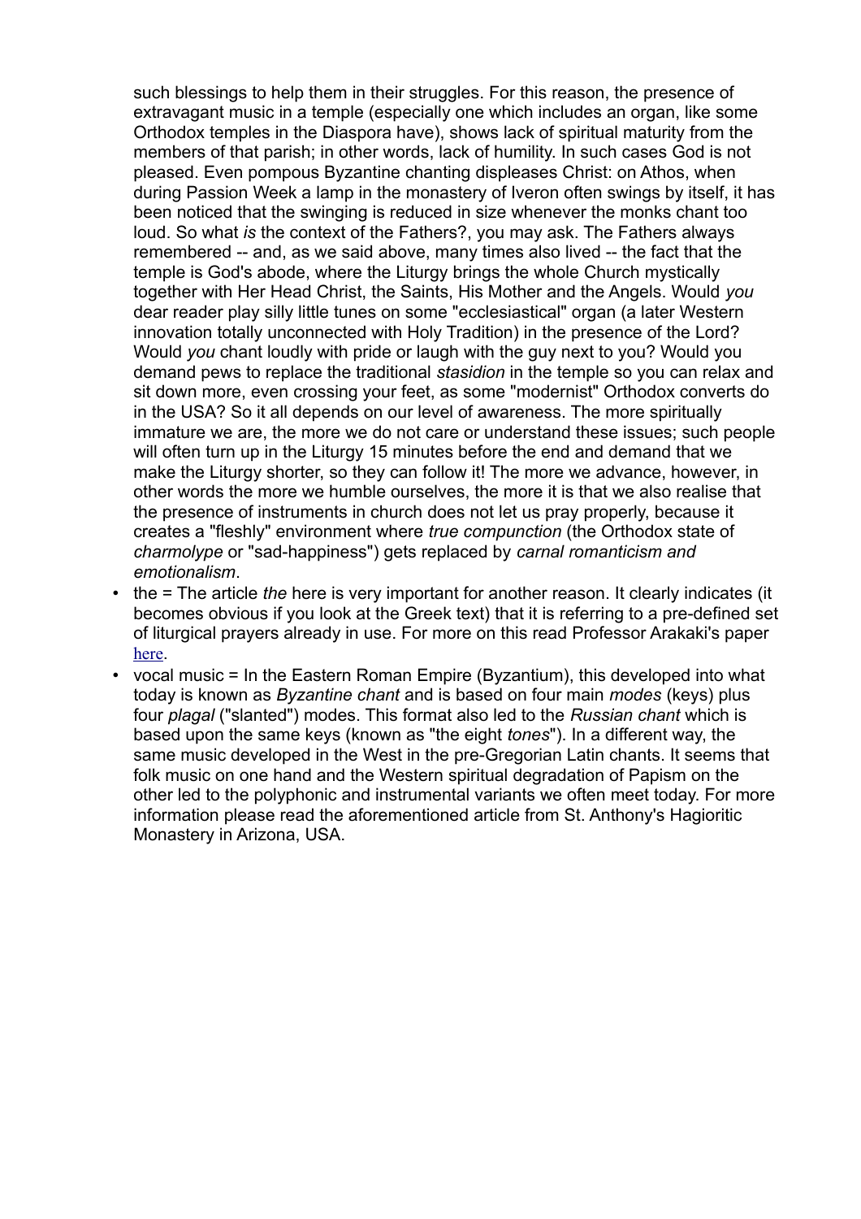such blessings to help them in their struggles. For this reason, the presence of extravagant music in a temple (especially one which includes an organ, like some Orthodox temples in the Diaspora have), shows lack of spiritual maturity from the members of that parish; in other words, lack of humility. In such cases God is not pleased. Even pompous Byzantine chanting displeases Christ: on Athos, when during Passion Week a lamp in the monastery of Iveron often swings by itself, it has been noticed that the swinging is reduced in size whenever the monks chant too loud. So what *is* the context of the Fathers?, you may ask. The Fathers always remembered -- and, as we said above, many times also lived -- the fact that the temple is God's abode, where the Liturgy brings the whole Church mystically together with Her Head Christ, the Saints, His Mother and the Angels. Would *you* dear reader play silly little tunes on some "ecclesiastical" organ (a later Western innovation totally unconnected with Holy Tradition) in the presence of the Lord? Would *you* chant loudly with pride or laugh with the guy next to you? Would you demand pews to replace the traditional *stasidion* in the temple so you can relax and sit down more, even crossing your feet, as some "modernist" Orthodox converts do in the USA? So it all depends on our level of awareness. The more spiritually immature we are, the more we do not care or understand these issues; such people will often turn up in the Liturgy 15 minutes before the end and demand that we make the Liturgy shorter, so they can follow it! The more we advance, however, in other words the more we humble ourselves, the more it is that we also realise that the presence of instruments in church does not let us pray properly, because it creates a "fleshly" environment where *true compunction* (the Orthodox state of *charmolype* or "sad-happiness") gets replaced by *carnal romanticism and emotionalism*.

- the = The article *the* here is very important for another reason. It clearly indicates (it becomes obvious if you look at the Greek text) that it is referring to a pre-defined set of liturgical prayers already in use. For more on this read Professor Arakaki's paper here.
- vocal music = In the Eastern Roman Empire (Byzantium), this developed into what today is known as *Byzantine chant* and is based on four main *modes* (keys) plus four *plagal* ("slanted") modes. This format also led to the *Russian chant* which is based upon the same keys (known as "the eight *tones*"). In a different way, the same music developed in the West in the pre-Gregorian Latin chants. It seems that folk music on one hand and the Western spiritual degradation of Papism on the other led to the polyphonic and instrumental variants we often meet today. For more information please read the aforementioned article from St. Anthony's Hagioritic Monastery in Arizona, USA.